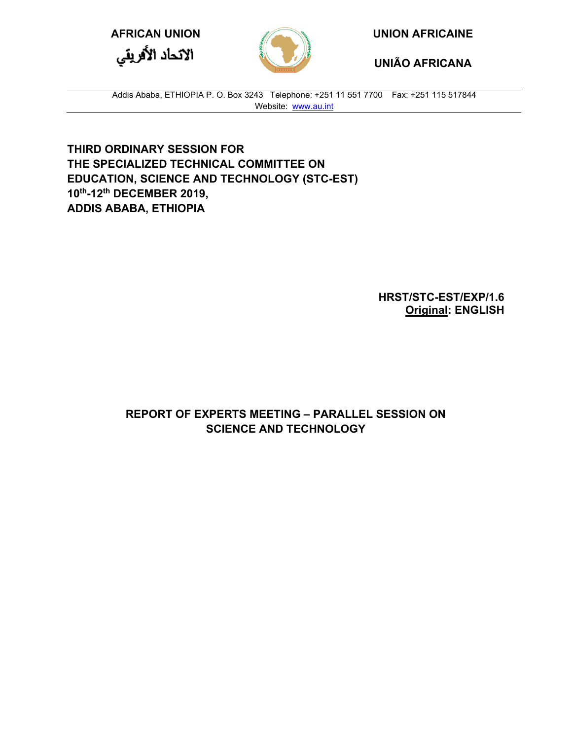**AFRICAN UNION**

الاتحاد الأفريقي

**UNION AFRICAINE**

**UNIÃO AFRICANA**

Addis Ababa, ETHIOPIA P. O. Box 3243 Telephone: +251 11 551 7700 Fax: +251 115 517844
Website: www.au.int

**THIRD ORDINARY SESSION FOR THE SPECIALIZED TECHNICAL COMMITTEE ON EDUCATION, SCIENCE AND TECHNOLOGY (STC-EST) 10th-12th DECEMBER 2019, ADDIS ABABA, ETHIOPIA**

**HRST/STC-EST/EXP/1.6**
**Original: ENGLISH**

# REPORT OF EXPERTS MEETING – PARALLEL SESSION ON SCIENCE AND TECHNOLOGY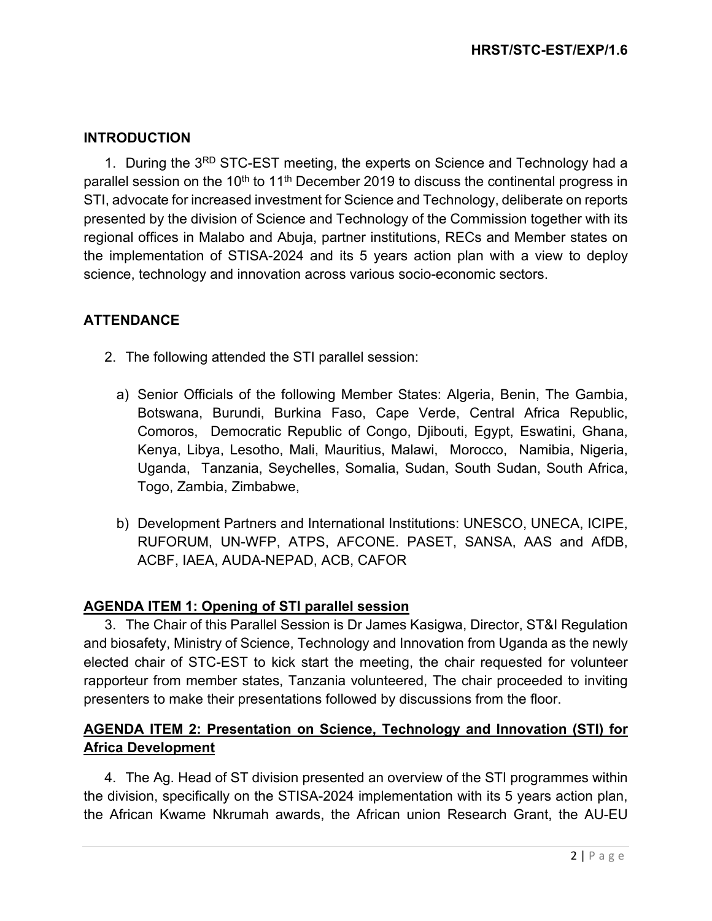## INTRODUCTION

1. During the 3RD STC-EST meeting, the experts on Science and Technology had a parallel session on the 10th to 11th December 2019 to discuss the continental progress in STI, advocate for increased investment for Science and Technology, deliberate on reports presented by the division of Science and Technology of the Commission together with its regional offices in Malabo and Abuja, partner institutions, RECs and Member states on the implementation of STISA-2024 and its 5 years action plan with a view to deploy science, technology and innovation across various socio-economic sectors.

## ATTENDANCE

2. The following attended the STI parallel session:

   a) Senior Officials of the following Member States: Algeria, Benin, The Gambia, Botswana, Burundi, Burkina Faso, Cape Verde, Central Africa Republic, Comoros, Democratic Republic of Congo, Djibouti, Egypt, Eswatini, Ghana, Kenya, Libya, Lesotho, Mali, Mauritius, Malawi, Morocco, Namibia, Nigeria, Uganda, Tanzania, Seychelles, Somalia, Sudan, South Sudan, South Africa, Togo, Zambia, Zimbabwe,

   b) Development Partners and International Institutions: UNESCO, UNECA, ICIPE, RUFORUM, UN-WFP, ATPS, AFCONE. PASET, SANSA, AAS and AfDB, ACBF, IAEA, AUDA-NEPAD, ACB, CAFOR

## AGENDA ITEM 1: Opening of STI parallel session

3. The Chair of this Parallel Session is Dr James Kasigwa, Director, ST&I Regulation and biosafety, Ministry of Science, Technology and Innovation from Uganda as the newly elected chair of STC-EST to kick start the meeting, the chair requested for volunteer rapporteur from member states, Tanzania volunteered, The chair proceeded to inviting presenters to make their presentations followed by discussions from the floor.

## AGENDA ITEM 2: Presentation on Science, Technology and Innovation (STI) for Africa Development

4. The Ag. Head of ST division presented an overview of the STI programmes within the division, specifically on the STISA-2024 implementation with its 5 years action plan, the African Kwame Nkrumah awards, the African union Research Grant, the AU-EU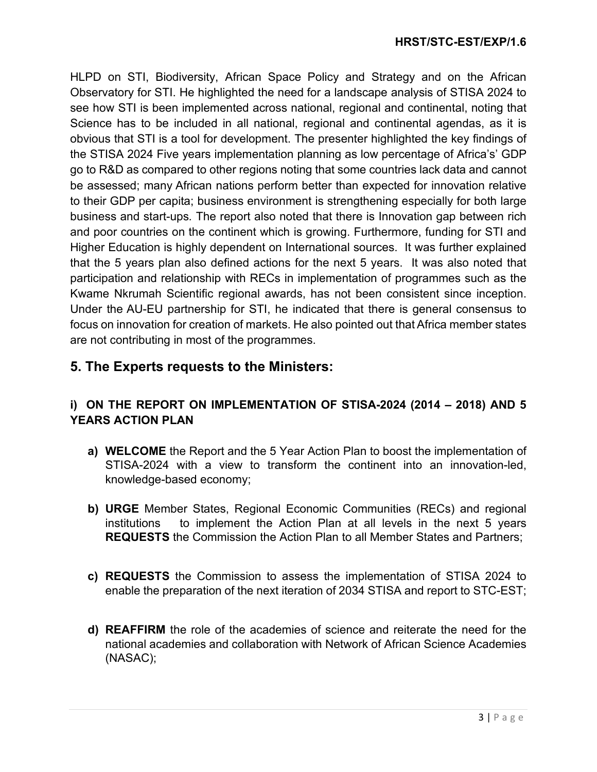HLPD on STI, Biodiversity, African Space Policy and Strategy and on the African Observatory for STI. He highlighted the need for a landscape analysis of STISA 2024 to see how STI is been implemented across national, regional and continental, noting that Science has to be included in all national, regional and continental agendas, as it is obvious that STI is a tool for development. The presenter highlighted the key findings of the STISA 2024 Five years implementation planning as low percentage of Africa's' GDP go to R&D as compared to other regions noting that some countries lack data and cannot be assessed; many African nations perform better than expected for innovation relative to their GDP per capita; business environment is strengthening especially for both large business and start-ups. The report also noted that there is Innovation gap between rich and poor countries on the continent which is growing. Furthermore, funding for STI and Higher Education is highly dependent on International sources. It was further explained that the 5 years plan also defined actions for the next 5 years. It was also noted that participation and relationship with RECs in implementation of programmes such as the Kwame Nkrumah Scientific regional awards, has not been consistent since inception. Under the AU-EU partnership for STI, he indicated that there is general consensus to focus on innovation for creation of markets. He also pointed out that Africa member states are not contributing in most of the programmes.

## 5. The Experts requests to the Ministers:

### i) ON THE REPORT ON IMPLEMENTATION OF STISA-2024 (2014 – 2018) AND 5 YEARS ACTION PLAN

a) **WELCOME** the Report and the 5 Year Action Plan to boost the implementation of STISA-2024 with a view to transform the continent into an innovation-led, knowledge-based economy;

b) **URGE** Member States, Regional Economic Communities (RECs) and regional institutions to implement the Action Plan at all levels in the next 5 years **REQUESTS** the Commission the Action Plan to all Member States and Partners;

c) **REQUESTS** the Commission to assess the implementation of STISA 2024 to enable the preparation of the next iteration of 2034 STISA and report to STC-EST;

d) **REAFFIRM** the role of the academies of science and reiterate the need for the national academies and collaboration with Network of African Science Academies (NASAC);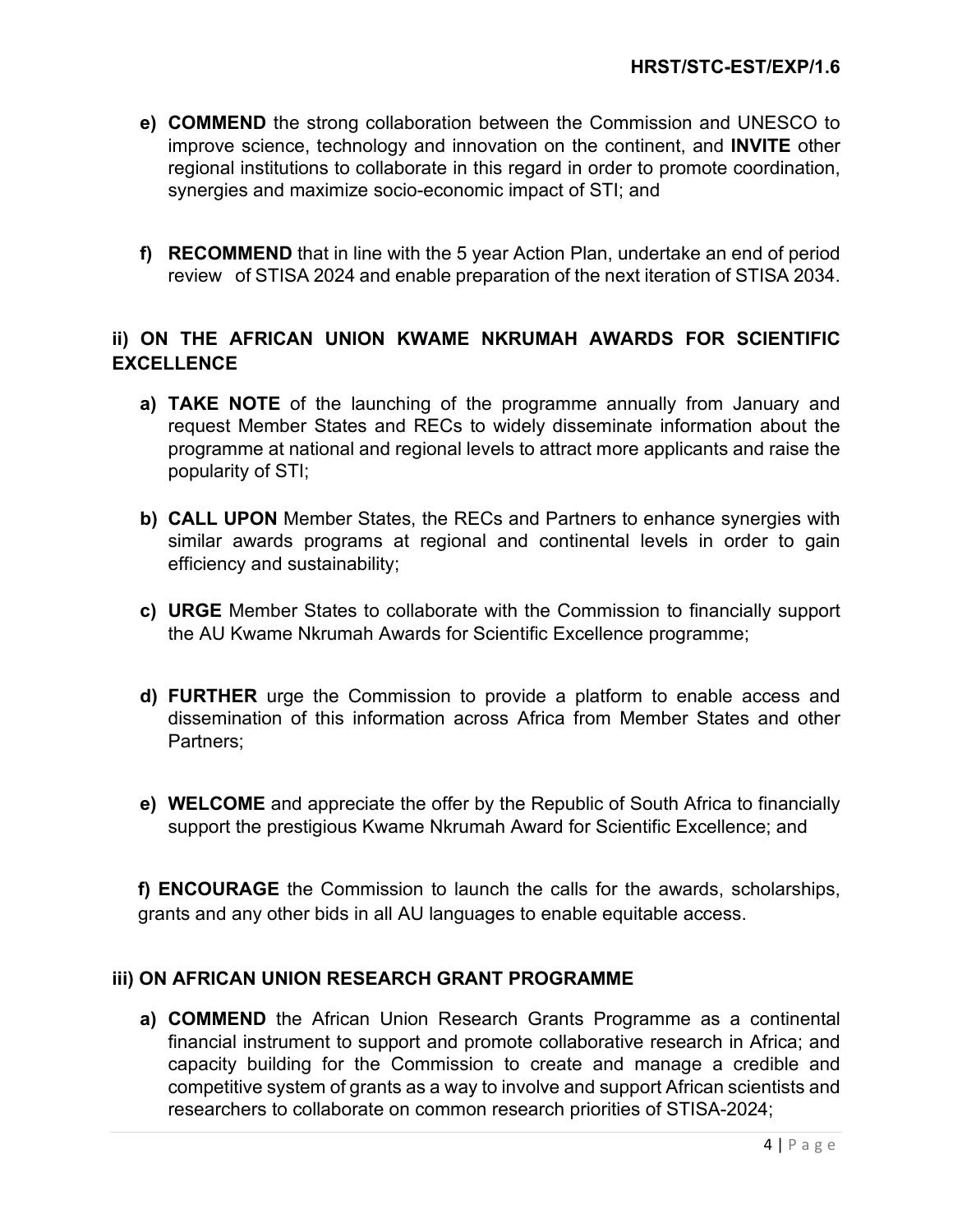e) **COMMEND** the strong collaboration between the Commission and UNESCO to improve science, technology and innovation on the continent, and **INVITE** other regional institutions to collaborate in this regard in order to promote coordination, synergies and maximize socio-economic impact of STI; and

f) **RECOMMEND** that in line with the 5 year Action Plan, undertake an end of period review of STISA 2024 and enable preparation of the next iteration of STISA 2034.

## ii) ON THE AFRICAN UNION KWAME NKRUMAH AWARDS FOR SCIENTIFIC EXCELLENCE

a) **TAKE NOTE** of the launching of the programme annually from January and request Member States and RECs to widely disseminate information about the programme at national and regional levels to attract more applicants and raise the popularity of STI;

b) **CALL UPON** Member States, the RECs and Partners to enhance synergies with similar awards programs at regional and continental levels in order to gain efficiency and sustainability;

c) **URGE** Member States to collaborate with the Commission to financially support the AU Kwame Nkrumah Awards for Scientific Excellence programme;

d) **FURTHER** urge the Commission to provide a platform to enable access and dissemination of this information across Africa from Member States and other Partners;

e) **WELCOME** and appreciate the offer by the Republic of South Africa to financially support the prestigious Kwame Nkrumah Award for Scientific Excellence; and

f) **ENCOURAGE** the Commission to launch the calls for the awards, scholarships, grants and any other bids in all AU languages to enable equitable access.

## iii) ON AFRICAN UNION RESEARCH GRANT PROGRAMME

a) **COMMEND** the African Union Research Grants Programme as a continental financial instrument to support and promote collaborative research in Africa; and capacity building for the Commission to create and manage a credible and competitive system of grants as a way to involve and support African scientists and researchers to collaborate on common research priorities of STISA-2024;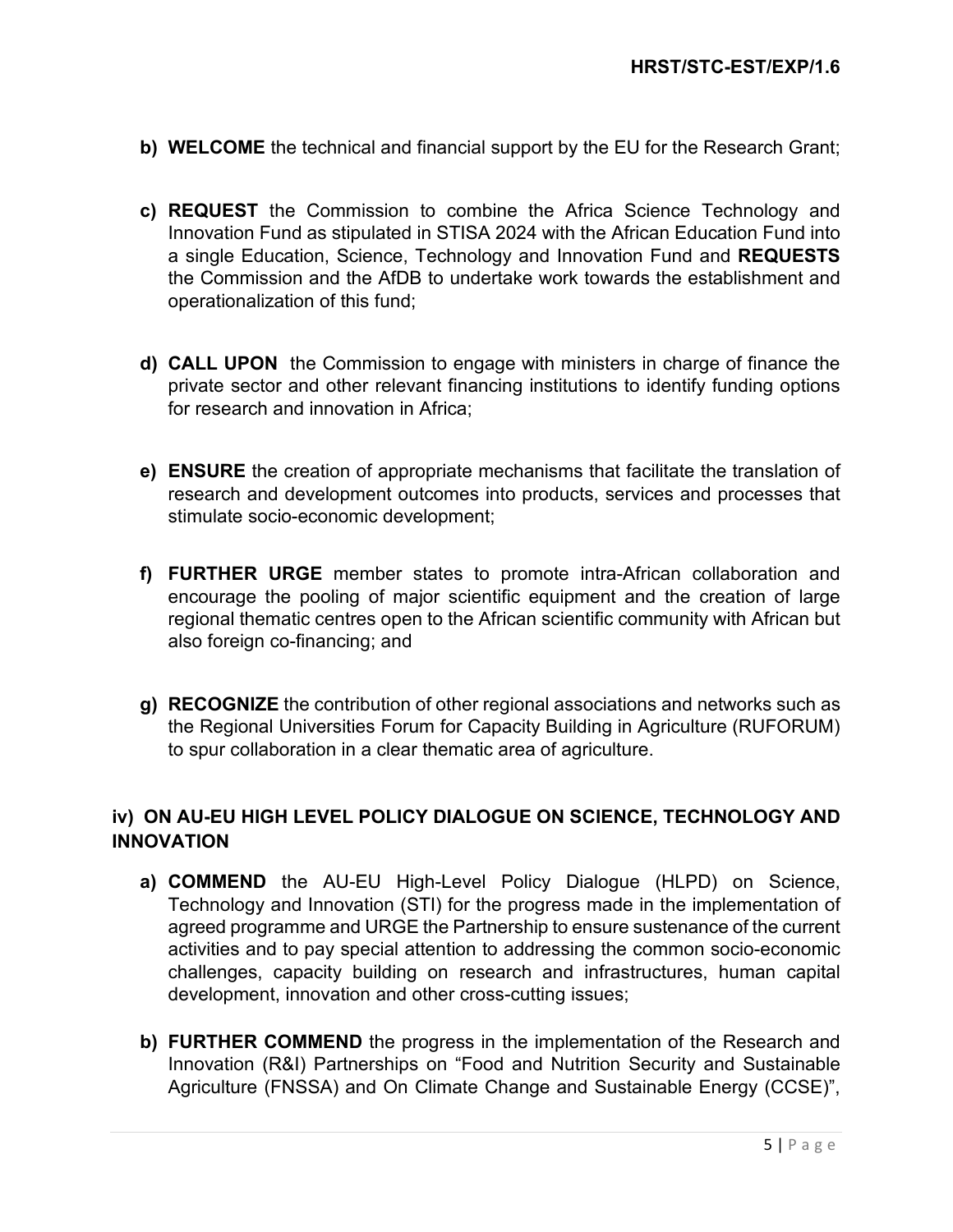b) **WELCOME** the technical and financial support by the EU for the Research Grant;

c) **REQUEST** the Commission to combine the Africa Science Technology and Innovation Fund as stipulated in STISA 2024 with the African Education Fund into a single Education, Science, Technology and Innovation Fund and **REQUESTS** the Commission and the AfDB to undertake work towards the establishment and operationalization of this fund;

d) **CALL UPON** the Commission to engage with ministers in charge of finance the private sector and other relevant financing institutions to identify funding options for research and innovation in Africa;

e) **ENSURE** the creation of appropriate mechanisms that facilitate the translation of research and development outcomes into products, services and processes that stimulate socio-economic development;

f) **FURTHER URGE** member states to promote intra-African collaboration and encourage the pooling of major scientific equipment and the creation of large regional thematic centres open to the African scientific community with African but also foreign co-financing; and

g) **RECOGNIZE** the contribution of other regional associations and networks such as the Regional Universities Forum for Capacity Building in Agriculture (RUFORUM) to spur collaboration in a clear thematic area of agriculture.

### iv) ON AU-EU HIGH LEVEL POLICY DIALOGUE ON SCIENCE, TECHNOLOGY AND INNOVATION

a) **COMMEND** the AU-EU High-Level Policy Dialogue (HLPD) on Science, Technology and Innovation (STI) for the progress made in the implementation of agreed programme and URGE the Partnership to ensure sustenance of the current activities and to pay special attention to addressing the common socio-economic challenges, capacity building on research and infrastructures, human capital development, innovation and other cross-cutting issues;

b) **FURTHER COMMEND** the progress in the implementation of the Research and Innovation (R&I) Partnerships on "Food and Nutrition Security and Sustainable Agriculture (FNSSA) and On Climate Change and Sustainable Energy (CCSE)",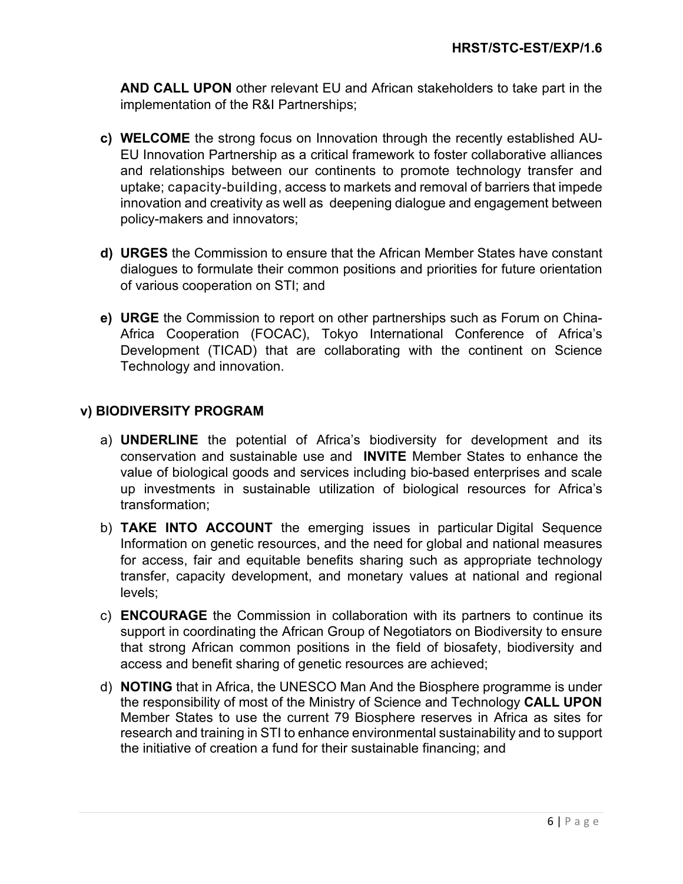**AND CALL UPON** other relevant EU and African stakeholders to take part in the implementation of the R&I Partnerships;

c) **WELCOME** the strong focus on Innovation through the recently established AU-EU Innovation Partnership as a critical framework to foster collaborative alliances and relationships between our continents to promote technology transfer and uptake; capacity-building, access to markets and removal of barriers that impede innovation and creativity as well as deepening dialogue and engagement between policy-makers and innovators;

d) **URGES** the Commission to ensure that the African Member States have constant dialogues to formulate their common positions and priorities for future orientation of various cooperation on STI; and

e) **URGE** the Commission to report on other partnerships such as Forum on China-Africa Cooperation (FOCAC), Tokyo International Conference of Africa's Development (TICAD) that are collaborating with the continent on Science Technology and innovation.

### v) BIODIVERSITY PROGRAM

a) **UNDERLINE** the potential of Africa's biodiversity for development and its conservation and sustainable use and **INVITE** Member States to enhance the value of biological goods and services including bio-based enterprises and scale up investments in sustainable utilization of biological resources for Africa's transformation;

b) **TAKE INTO ACCOUNT** the emerging issues in particular Digital Sequence Information on genetic resources, and the need for global and national measures for access, fair and equitable benefits sharing such as appropriate technology transfer, capacity development, and monetary values at national and regional levels;

c) **ENCOURAGE** the Commission in collaboration with its partners to continue its support in coordinating the African Group of Negotiators on Biodiversity to ensure that strong African common positions in the field of biosafety, biodiversity and access and benefit sharing of genetic resources are achieved;

d) **NOTING** that in Africa, the UNESCO Man And the Biosphere programme is under the responsibility of most of the Ministry of Science and Technology **CALL UPON** Member States to use the current 79 Biosphere reserves in Africa as sites for research and training in STI to enhance environmental sustainability and to support the initiative of creation a fund for their sustainable financing; and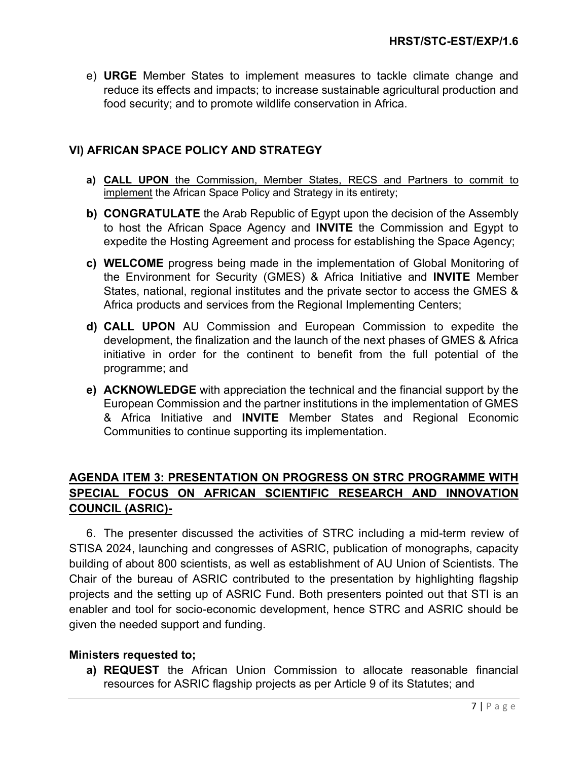e) **URGE** Member States to implement measures to tackle climate change and reduce its effects and impacts; to increase sustainable agricultural production and food security; and to promote wildlife conservation in Africa.

### VI) AFRICAN SPACE POLICY AND STRATEGY

**a)** <u>**CALL UPON** the Commission, Member States, RECS and Partners to commit to implement</u> the African Space Policy and Strategy in its entirety;

**b)** **CONGRATULATE** the Arab Republic of Egypt upon the decision of the Assembly to host the African Space Agency and **INVITE** the Commission and Egypt to expedite the Hosting Agreement and process for establishing the Space Agency;

**c)** **WELCOME** progress being made in the implementation of Global Monitoring of the Environment for Security (GMES) & Africa Initiative and **INVITE** Member States, national, regional institutes and the private sector to access the GMES & Africa products and services from the Regional Implementing Centers;

**d)** **CALL UPON** AU Commission and European Commission to expedite the development, the finalization and the launch of the next phases of GMES & Africa initiative in order for the continent to benefit from the full potential of the programme; and

**e)** **ACKNOWLEDGE** with appreciation the technical and the financial support by the European Commission and the partner institutions in the implementation of GMES & Africa Initiative and **INVITE** Member States and Regional Economic Communities to continue supporting its implementation.

## <u>AGENDA ITEM 3: PRESENTATION ON PROGRESS ON STRC PROGRAMME WITH SPECIAL FOCUS ON AFRICAN SCIENTIFIC RESEARCH AND INNOVATION COUNCIL (ASRIC)-</u>

6. The presenter discussed the activities of STRC including a mid-term review of STISA 2024, launching and congresses of ASRIC, publication of monographs, capacity building of about 800 scientists, as well as establishment of AU Union of Scientists. The Chair of the bureau of ASRIC contributed to the presentation by highlighting flagship projects and the setting up of ASRIC Fund. Both presenters pointed out that STI is an enabler and tool for socio-economic development, hence STRC and ASRIC should be given the needed support and funding.

**Ministers requested to;**

**a)** **REQUEST** the African Union Commission to allocate reasonable financial resources for ASRIC flagship projects as per Article 9 of its Statutes; and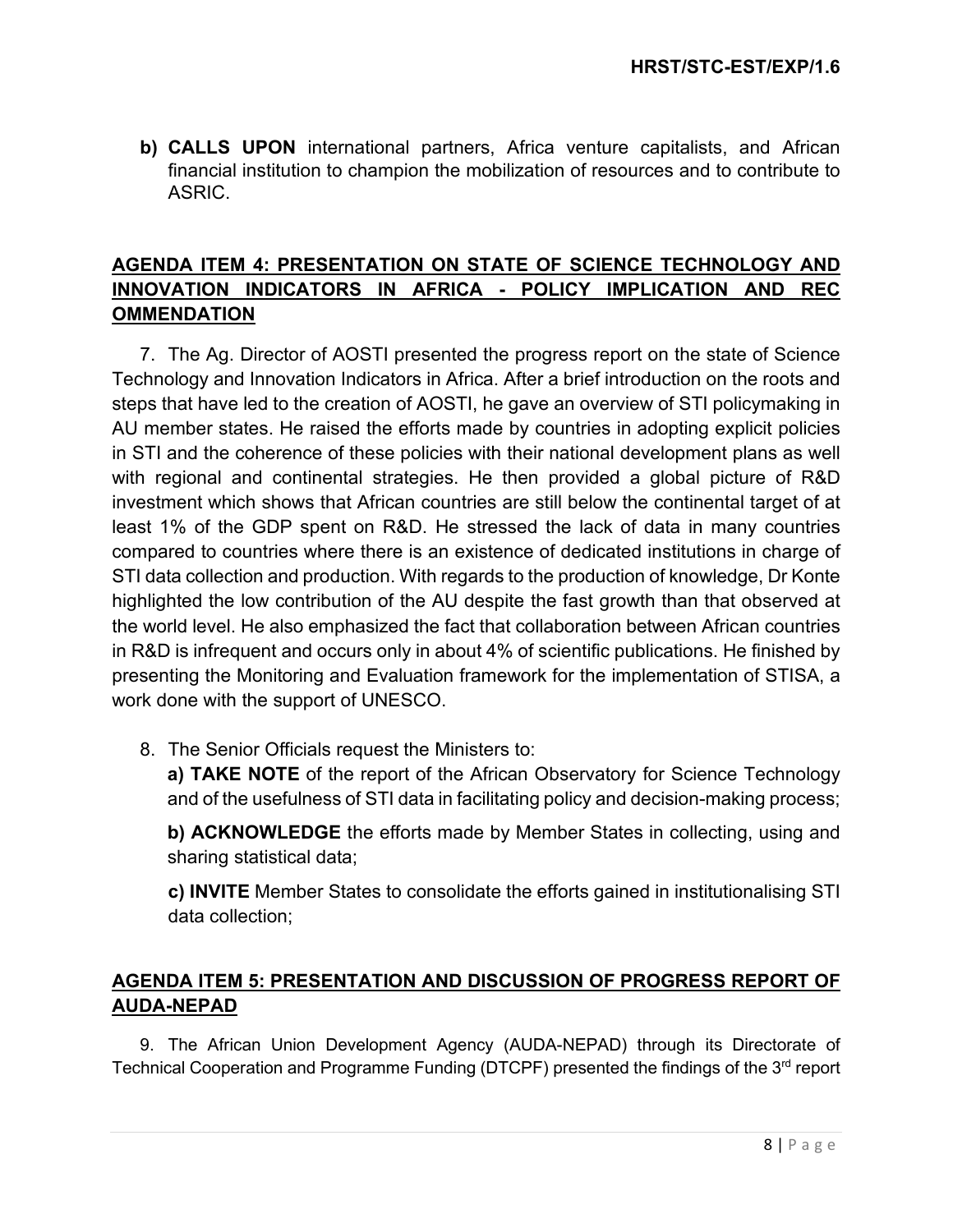**b) CALLS UPON** international partners, Africa venture capitalists, and African financial institution to champion the mobilization of resources and to contribute to ASRIC.

## AGENDA ITEM 4: PRESENTATION ON STATE OF SCIENCE TECHNOLOGY AND INNOVATION INDICATORS IN AFRICA - POLICY IMPLICATION AND REC OMMENDATION

7. The Ag. Director of AOSTI presented the progress report on the state of Science Technology and Innovation Indicators in Africa. After a brief introduction on the roots and steps that have led to the creation of AOSTI, he gave an overview of STI policymaking in AU member states. He raised the efforts made by countries in adopting explicit policies in STI and the coherence of these policies with their national development plans as well with regional and continental strategies. He then provided a global picture of R&D investment which shows that African countries are still below the continental target of at least 1% of the GDP spent on R&D. He stressed the lack of data in many countries compared to countries where there is an existence of dedicated institutions in charge of STI data collection and production. With regards to the production of knowledge, Dr Konte highlighted the low contribution of the AU despite the fast growth than that observed at the world level. He also emphasized the fact that collaboration between African countries in R&D is infrequent and occurs only in about 4% of scientific publications. He finished by presenting the Monitoring and Evaluation framework for the implementation of STISA, a work done with the support of UNESCO.

8. The Senior Officials request the Ministers to:

   **a) TAKE NOTE** of the report of the African Observatory for Science Technology and of the usefulness of STI data in facilitating policy and decision-making process;

   **b) ACKNOWLEDGE** the efforts made by Member States in collecting, using and sharing statistical data;

   **c) INVITE** Member States to consolidate the efforts gained in institutionalising STI data collection;

## AGENDA ITEM 5: PRESENTATION AND DISCUSSION OF PROGRESS REPORT OF AUDA-NEPAD

9. The African Union Development Agency (AUDA-NEPAD) through its Directorate of Technical Cooperation and Programme Funding (DTCPF) presented the findings of the 3rd report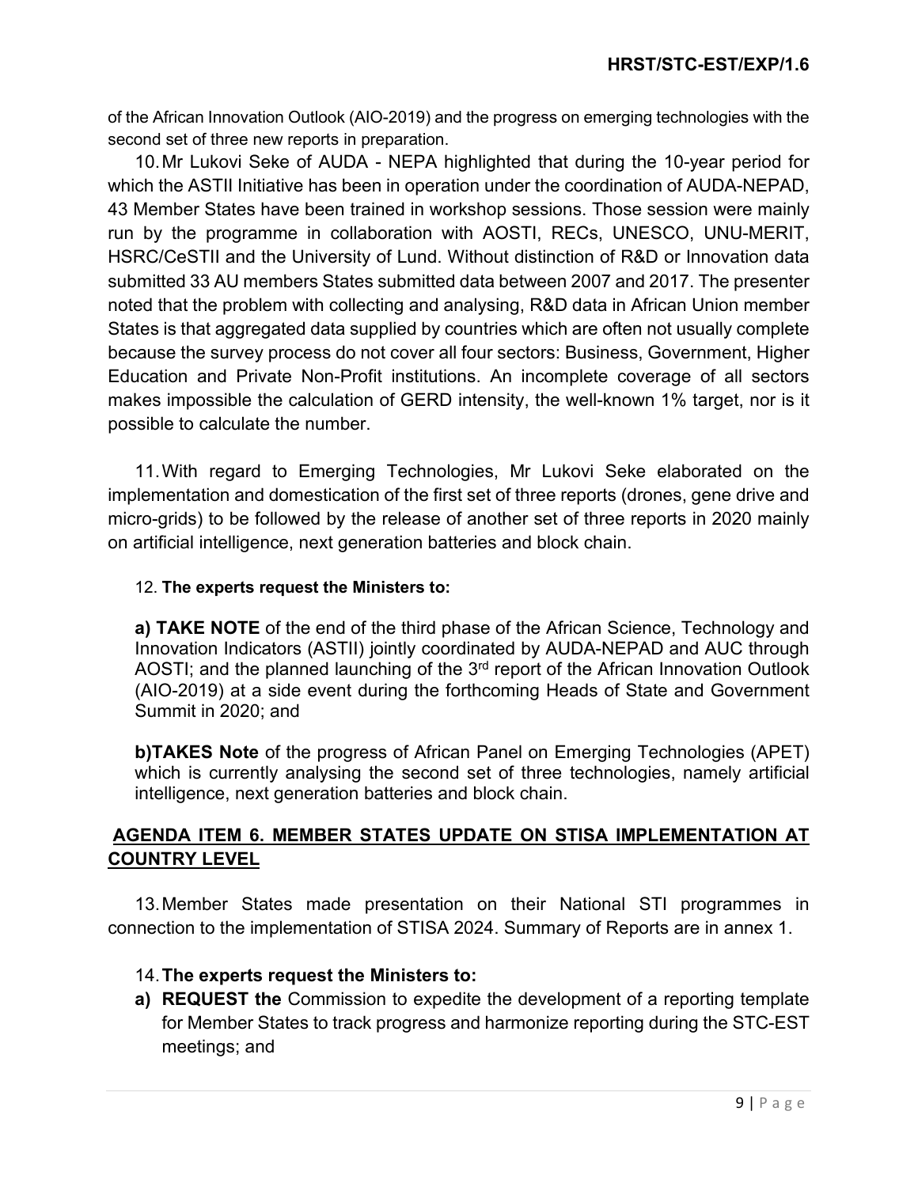of the African Innovation Outlook (AIO-2019) and the progress on emerging technologies with the second set of three new reports in preparation.

10. Mr Lukovi Seke of AUDA - NEPA highlighted that during the 10-year period for which the ASTII Initiative has been in operation under the coordination of AUDA-NEPAD, 43 Member States have been trained in workshop sessions. Those session were mainly run by the programme in collaboration with AOSTI, RECs, UNESCO, UNU-MERIT, HSRC/CeSTII and the University of Lund. Without distinction of R&D or Innovation data submitted 33 AU members States submitted data between 2007 and 2017. The presenter noted that the problem with collecting and analysing, R&D data in African Union member States is that aggregated data supplied by countries which are often not usually complete because the survey process do not cover all four sectors: Business, Government, Higher Education and Private Non-Profit institutions. An incomplete coverage of all sectors makes impossible the calculation of GERD intensity, the well-known 1% target, nor is it possible to calculate the number.

11. With regard to Emerging Technologies, Mr Lukovi Seke elaborated on the implementation and domestication of the first set of three reports (drones, gene drive and micro-grids) to be followed by the release of another set of three reports in 2020 mainly on artificial intelligence, next generation batteries and block chain.

12. **The experts request the Ministers to:**

**a) TAKE NOTE** of the end of the third phase of the African Science, Technology and Innovation Indicators (ASTII) jointly coordinated by AUDA-NEPAD and AUC through AOSTI; and the planned launching of the 3rd report of the African Innovation Outlook (AIO-2019) at a side event during the forthcoming Heads of State and Government Summit in 2020; and

**b)TAKES Note** of the progress of African Panel on Emerging Technologies (APET) which is currently analysing the second set of three technologies, namely artificial intelligence, next generation batteries and block chain.

## AGENDA ITEM 6. MEMBER STATES UPDATE ON STISA IMPLEMENTATION AT COUNTRY LEVEL

13. Member States made presentation on their National STI programmes in connection to the implementation of STISA 2024. Summary of Reports are in annex 1.

14. **The experts request the Ministers to:**

a) **REQUEST the** Commission to expedite the development of a reporting template for Member States to track progress and harmonize reporting during the STC-EST meetings; and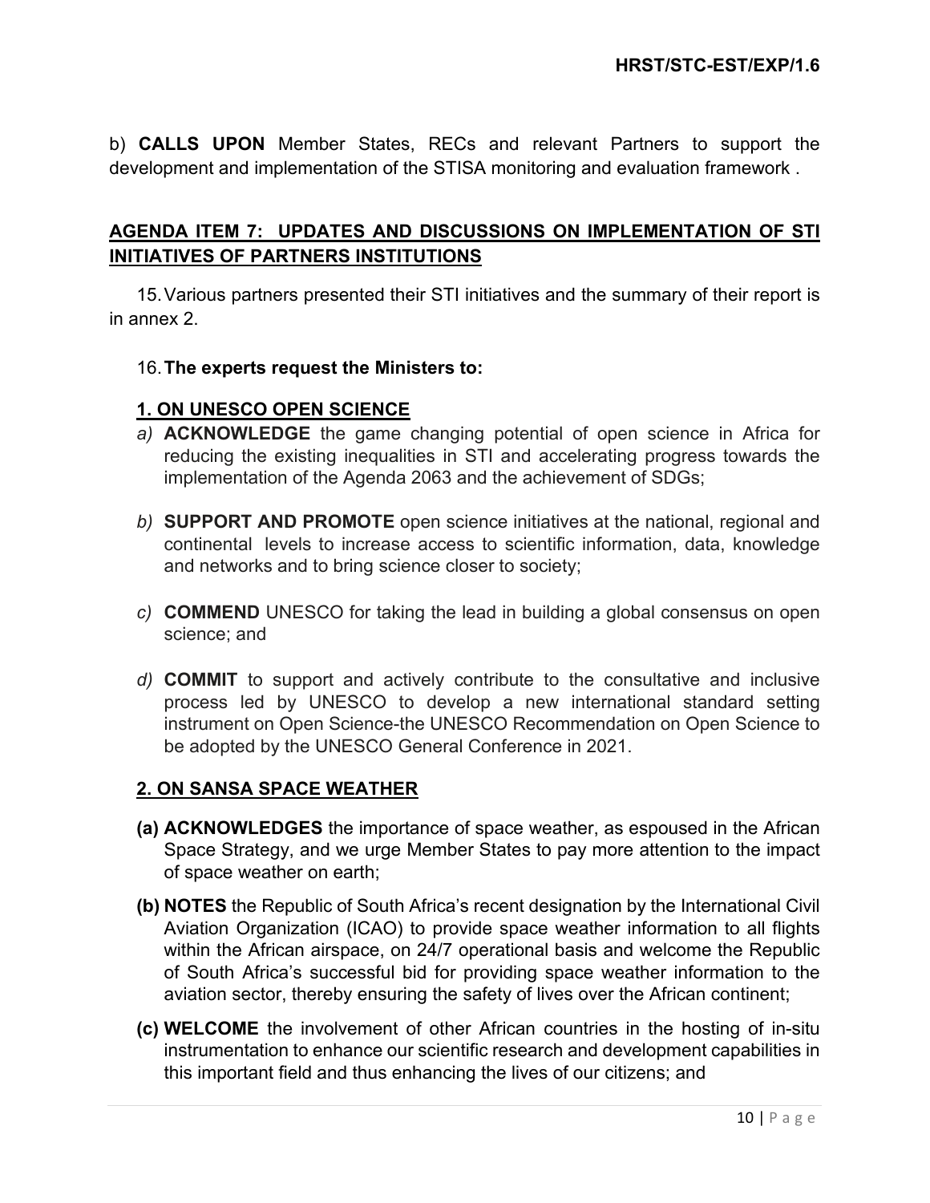b) **CALLS UPON** Member States, RECs and relevant Partners to support the development and implementation of the STISA monitoring and evaluation framework .

## AGENDA ITEM 7: UPDATES AND DISCUSSIONS ON IMPLEMENTATION OF STI INITIATIVES OF PARTNERS INSTITUTIONS

15. Various partners presented their STI initiatives and the summary of their report is in annex 2.

16. **The experts request the Ministers to:**

### 1. ON UNESCO OPEN SCIENCE

*a)* **ACKNOWLEDGE** the game changing potential of open science in Africa for reducing the existing inequalities in STI and accelerating progress towards the implementation of the Agenda 2063 and the achievement of SDGs;

*b)* **SUPPORT AND PROMOTE** open science initiatives at the national, regional and continental levels to increase access to scientific information, data, knowledge and networks and to bring science closer to society;

*c)* **COMMEND** UNESCO for taking the lead in building a global consensus on open science; and

*d)* **COMMIT** to support and actively contribute to the consultative and inclusive process led by UNESCO to develop a new international standard setting instrument on Open Science-the UNESCO Recommendation on Open Science to be adopted by the UNESCO General Conference in 2021.

### 2. ON SANSA SPACE WEATHER

**(a) ACKNOWLEDGES** the importance of space weather, as espoused in the African Space Strategy, and we urge Member States to pay more attention to the impact of space weather on earth;

**(b) NOTES** the Republic of South Africa's recent designation by the International Civil Aviation Organization (ICAO) to provide space weather information to all flights within the African airspace, on 24/7 operational basis and welcome the Republic of South Africa's successful bid for providing space weather information to the aviation sector, thereby ensuring the safety of lives over the African continent;

**(c) WELCOME** the involvement of other African countries in the hosting of in-situ instrumentation to enhance our scientific research and development capabilities in this important field and thus enhancing the lives of our citizens; and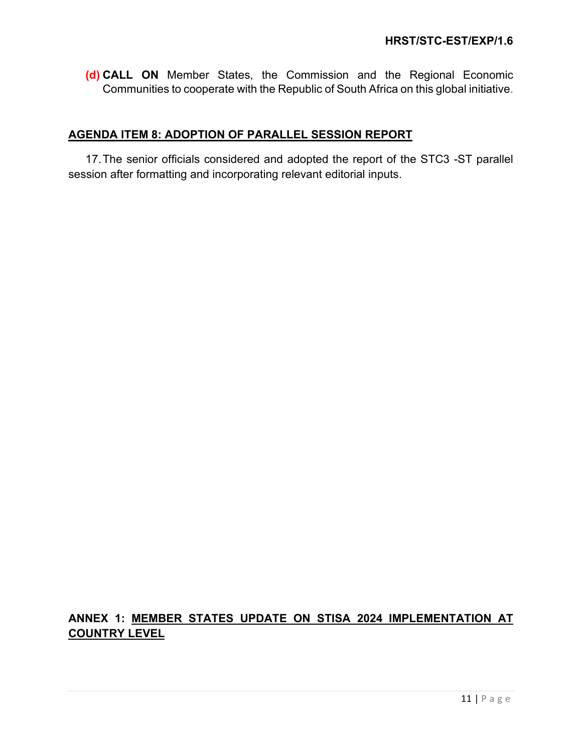(d) **CALL ON** Member States, the Commission and the Regional Economic Communities to cooperate with the Republic of South Africa on this global initiative.

## AGENDA ITEM 8: ADOPTION OF PARALLEL SESSION REPORT

17. The senior officials considered and adopted the report of the STC3 -ST parallel session after formatting and incorporating relevant editorial inputs.

## ANNEX 1: MEMBER STATES UPDATE ON STISA 2024 IMPLEMENTATION AT COUNTRY LEVEL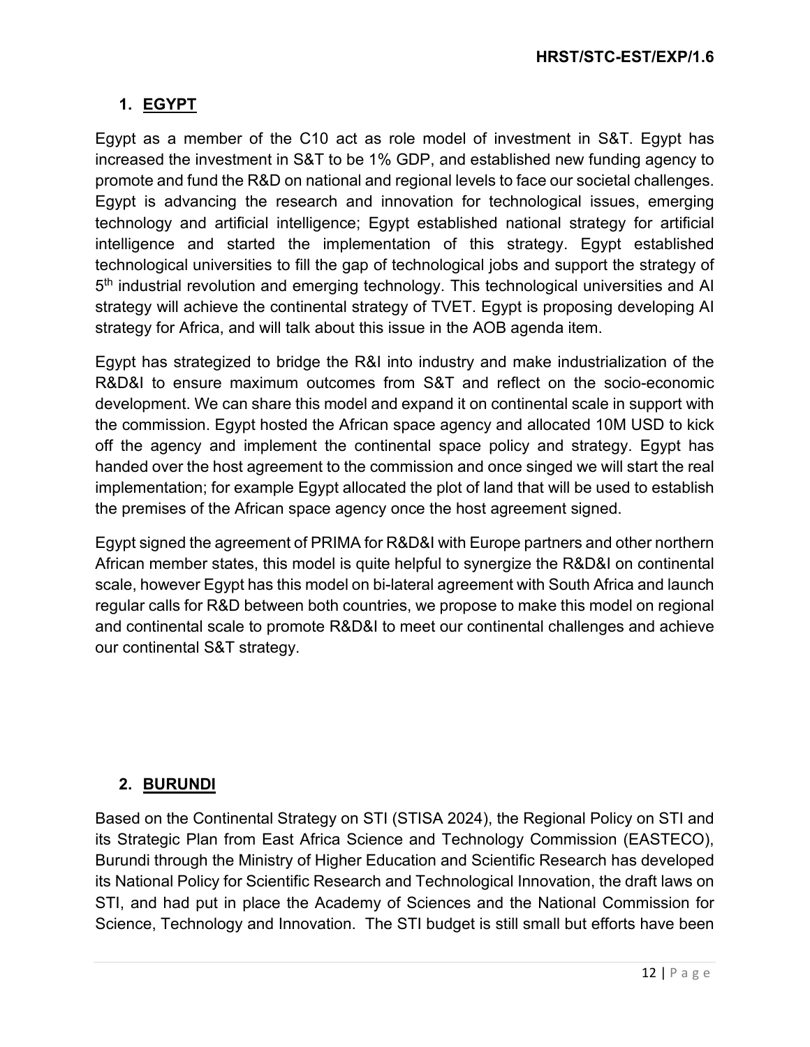## 1. EGYPT

Egypt as a member of the C10 act as role model of investment in S&T. Egypt has increased the investment in S&T to be 1% GDP, and established new funding agency to promote and fund the R&D on national and regional levels to face our societal challenges. Egypt is advancing the research and innovation for technological issues, emerging technology and artificial intelligence; Egypt established national strategy for artificial intelligence and started the implementation of this strategy. Egypt established technological universities to fill the gap of technological jobs and support the strategy of 5th industrial revolution and emerging technology. This technological universities and AI strategy will achieve the continental strategy of TVET. Egypt is proposing developing AI strategy for Africa, and will talk about this issue in the AOB agenda item.

Egypt has strategized to bridge the R&I into industry and make industrialization of the R&D&I to ensure maximum outcomes from S&T and reflect on the socio-economic development. We can share this model and expand it on continental scale in support with the commission. Egypt hosted the African space agency and allocated 10M USD to kick off the agency and implement the continental space policy and strategy. Egypt has handed over the host agreement to the commission and once singed we will start the real implementation; for example Egypt allocated the plot of land that will be used to establish the premises of the African space agency once the host agreement signed.

Egypt signed the agreement of PRIMA for R&D&I with Europe partners and other northern African member states, this model is quite helpful to synergize the R&D&I on continental scale, however Egypt has this model on bi-lateral agreement with South Africa and launch regular calls for R&D between both countries, we propose to make this model on regional and continental scale to promote R&D&I to meet our continental challenges and achieve our continental S&T strategy.

## 2. BURUNDI

Based on the Continental Strategy on STI (STISA 2024), the Regional Policy on STI and its Strategic Plan from East Africa Science and Technology Commission (EASTECO), Burundi through the Ministry of Higher Education and Scientific Research has developed its National Policy for Scientific Research and Technological Innovation, the draft laws on STI, and had put in place the Academy of Sciences and the National Commission for Science, Technology and Innovation. The STI budget is still small but efforts have been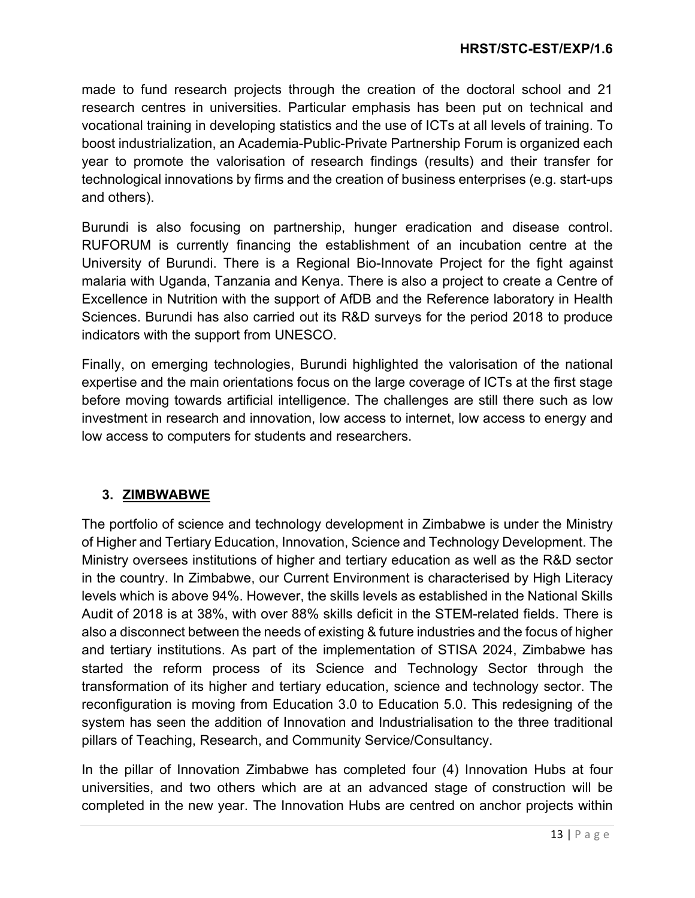made to fund research projects through the creation of the doctoral school and 21 research centres in universities. Particular emphasis has been put on technical and vocational training in developing statistics and the use of ICTs at all levels of training. To boost industrialization, an Academia-Public-Private Partnership Forum is organized each year to promote the valorisation of research findings (results) and their transfer for technological innovations by firms and the creation of business enterprises (e.g. start-ups and others).

Burundi is also focusing on partnership, hunger eradication and disease control. RUFORUM is currently financing the establishment of an incubation centre at the University of Burundi. There is a Regional Bio-Innovate Project for the fight against malaria with Uganda, Tanzania and Kenya. There is also a project to create a Centre of Excellence in Nutrition with the support of AfDB and the Reference laboratory in Health Sciences. Burundi has also carried out its R&D surveys for the period 2018 to produce indicators with the support from UNESCO.

Finally, on emerging technologies, Burundi highlighted the valorisation of the national expertise and the main orientations focus on the large coverage of ICTs at the first stage before moving towards artificial intelligence. The challenges are still there such as low investment in research and innovation, low access to internet, low access to energy and low access to computers for students and researchers.

### 3. ZIMBWABWE

The portfolio of science and technology development in Zimbabwe is under the Ministry of Higher and Tertiary Education, Innovation, Science and Technology Development. The Ministry oversees institutions of higher and tertiary education as well as the R&D sector in the country. In Zimbabwe, our Current Environment is characterised by High Literacy levels which is above 94%. However, the skills levels as established in the National Skills Audit of 2018 is at 38%, with over 88% skills deficit in the STEM-related fields. There is also a disconnect between the needs of existing & future industries and the focus of higher and tertiary institutions. As part of the implementation of STISA 2024, Zimbabwe has started the reform process of its Science and Technology Sector through the transformation of its higher and tertiary education, science and technology sector. The reconfiguration is moving from Education 3.0 to Education 5.0. This redesigning of the system has seen the addition of Innovation and Industrialisation to the three traditional pillars of Teaching, Research, and Community Service/Consultancy.

In the pillar of Innovation Zimbabwe has completed four (4) Innovation Hubs at four universities, and two others which are at an advanced stage of construction will be completed in the new year. The Innovation Hubs are centred on anchor projects within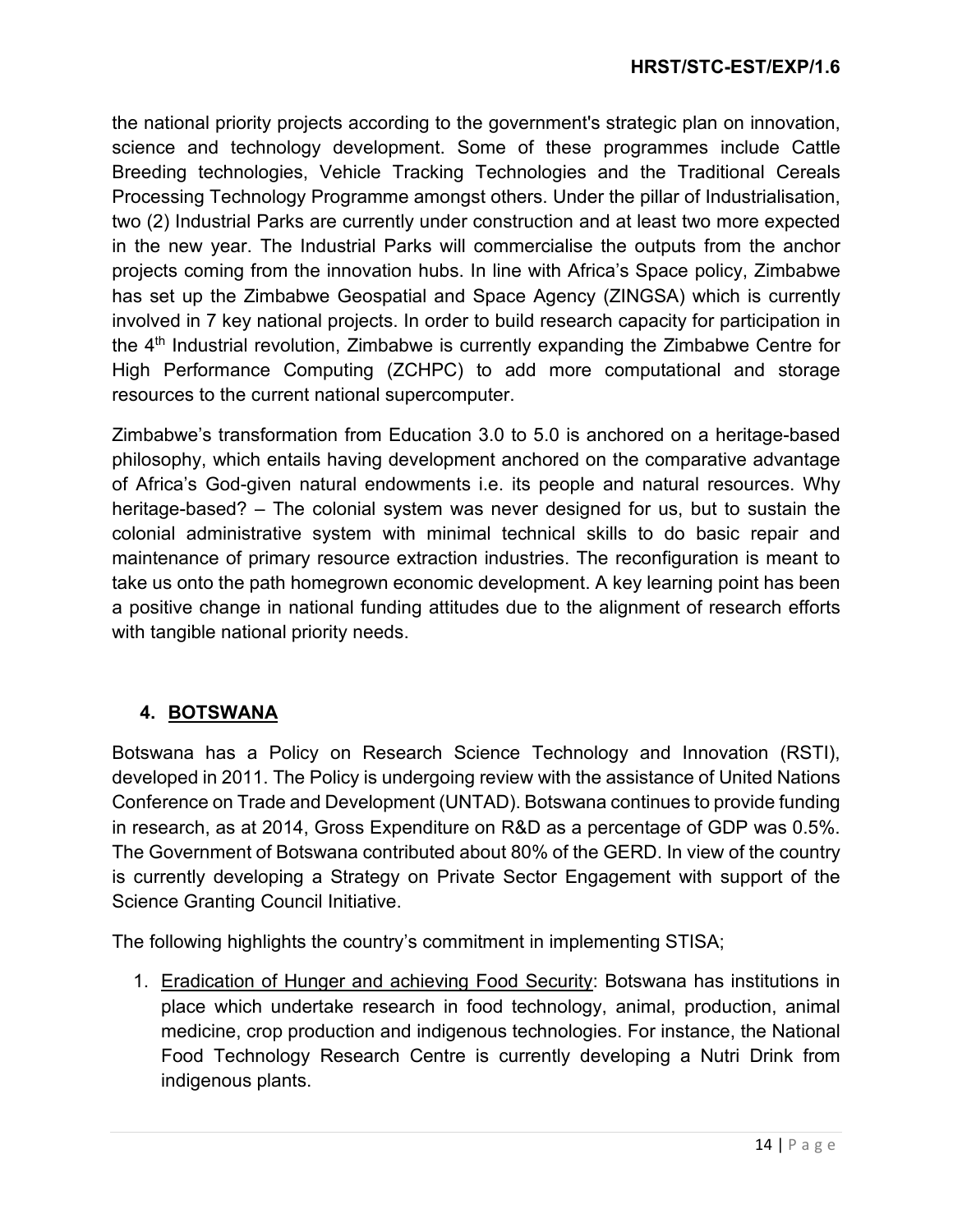the national priority projects according to the government's strategic plan on innovation, science and technology development. Some of these programmes include Cattle Breeding technologies, Vehicle Tracking Technologies and the Traditional Cereals Processing Technology Programme amongst others. Under the pillar of Industrialisation, two (2) Industrial Parks are currently under construction and at least two more expected in the new year. The Industrial Parks will commercialise the outputs from the anchor projects coming from the innovation hubs. In line with Africa's Space policy, Zimbabwe has set up the Zimbabwe Geospatial and Space Agency (ZINGSA) which is currently involved in 7 key national projects. In order to build research capacity for participation in the 4th Industrial revolution, Zimbabwe is currently expanding the Zimbabwe Centre for High Performance Computing (ZCHPC) to add more computational and storage resources to the current national supercomputer.

Zimbabwe's transformation from Education 3.0 to 5.0 is anchored on a heritage-based philosophy, which entails having development anchored on the comparative advantage of Africa's God-given natural endowments i.e. its people and natural resources. Why heritage-based? – The colonial system was never designed for us, but to sustain the colonial administrative system with minimal technical skills to do basic repair and maintenance of primary resource extraction industries. The reconfiguration is meant to take us onto the path homegrown economic development. A key learning point has been a positive change in national funding attitudes due to the alignment of research efforts with tangible national priority needs.

## 4. BOTSWANA

Botswana has a Policy on Research Science Technology and Innovation (RSTI), developed in 2011. The Policy is undergoing review with the assistance of United Nations Conference on Trade and Development (UNTAD). Botswana continues to provide funding in research, as at 2014, Gross Expenditure on R&D as a percentage of GDP was 0.5%. The Government of Botswana contributed about 80% of the GERD. In view of the country is currently developing a Strategy on Private Sector Engagement with support of the Science Granting Council Initiative.

The following highlights the country's commitment in implementing STISA;

1. Eradication of Hunger and achieving Food Security: Botswana has institutions in place which undertake research in food technology, animal, production, animal medicine, crop production and indigenous technologies. For instance, the National Food Technology Research Centre is currently developing a Nutri Drink from indigenous plants.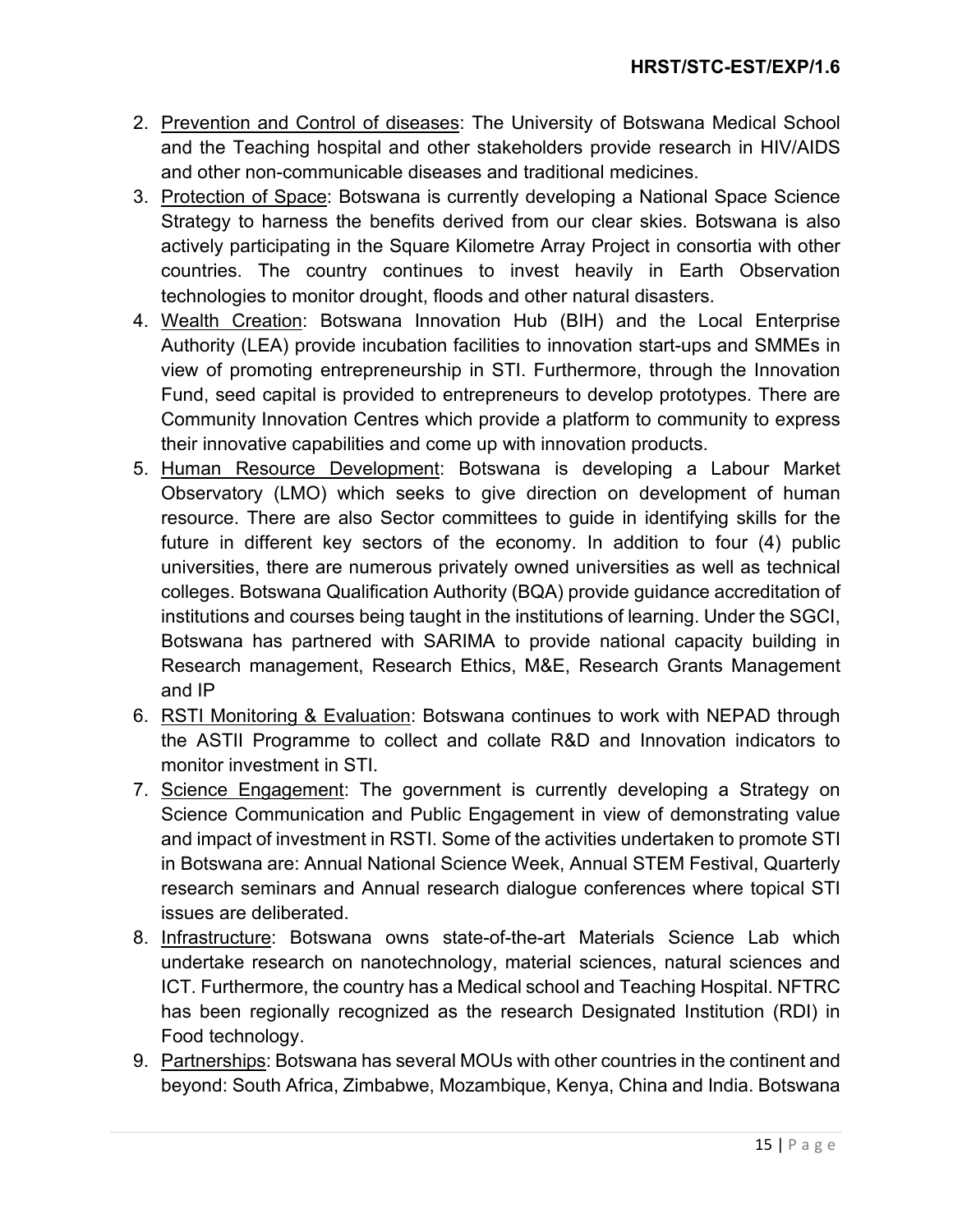2. <u>Prevention and Control of diseases</u>: The University of Botswana Medical School and the Teaching hospital and other stakeholders provide research in HIV/AIDS and other non-communicable diseases and traditional medicines.
3. <u>Protection of Space</u>: Botswana is currently developing a National Space Science Strategy to harness the benefits derived from our clear skies. Botswana is also actively participating in the Square Kilometre Array Project in consortia with other countries. The country continues to invest heavily in Earth Observation technologies to monitor drought, floods and other natural disasters.
4. <u>Wealth Creation</u>: Botswana Innovation Hub (BIH) and the Local Enterprise Authority (LEA) provide incubation facilities to innovation start-ups and SMMEs in view of promoting entrepreneurship in STI. Furthermore, through the Innovation Fund, seed capital is provided to entrepreneurs to develop prototypes. There are Community Innovation Centres which provide a platform to community to express their innovative capabilities and come up with innovation products.
5. <u>Human Resource Development</u>: Botswana is developing a Labour Market Observatory (LMO) which seeks to give direction on development of human resource. There are also Sector committees to guide in identifying skills for the future in different key sectors of the economy. In addition to four (4) public universities, there are numerous privately owned universities as well as technical colleges. Botswana Qualification Authority (BQA) provide guidance accreditation of institutions and courses being taught in the institutions of learning. Under the SGCI, Botswana has partnered with SARIMA to provide national capacity building in Research management, Research Ethics, M&E, Research Grants Management and IP
6. <u>RSTI Monitoring & Evaluation</u>: Botswana continues to work with NEPAD through the ASTII Programme to collect and collate R&D and Innovation indicators to monitor investment in STI.
7. <u>Science Engagement</u>: The government is currently developing a Strategy on Science Communication and Public Engagement in view of demonstrating value and impact of investment in RSTI. Some of the activities undertaken to promote STI in Botswana are: Annual National Science Week, Annual STEM Festival, Quarterly research seminars and Annual research dialogue conferences where topical STI issues are deliberated.
8. <u>Infrastructure</u>: Botswana owns state-of-the-art Materials Science Lab which undertake research on nanotechnology, material sciences, natural sciences and ICT. Furthermore, the country has a Medical school and Teaching Hospital. NFTRC has been regionally recognized as the research Designated Institution (RDI) in Food technology.
9. <u>Partnerships</u>: Botswana has several MOUs with other countries in the continent and beyond: South Africa, Zimbabwe, Mozambique, Kenya, China and India. Botswana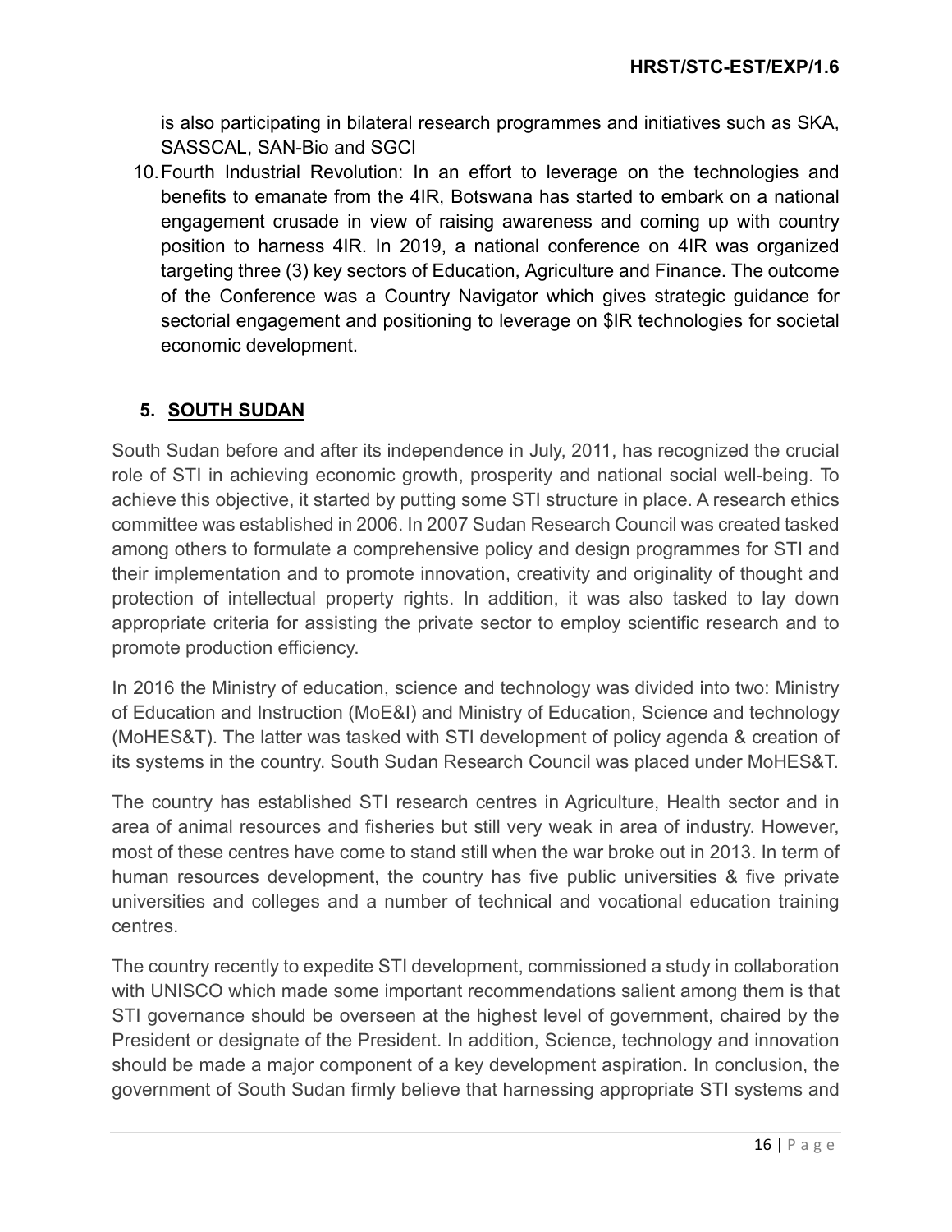is also participating in bilateral research programmes and initiatives such as SKA, SASSCAL, SAN-Bio and SGCI

10. Fourth Industrial Revolution: In an effort to leverage on the technologies and benefits to emanate from the 4IR, Botswana has started to embark on a national engagement crusade in view of raising awareness and coming up with country position to harness 4IR. In 2019, a national conference on 4IR was organized targeting three (3) key sectors of Education, Agriculture and Finance. The outcome of the Conference was a Country Navigator which gives strategic guidance for sectorial engagement and positioning to leverage on $IR technologies for societal economic development.

## 5. SOUTH SUDAN

South Sudan before and after its independence in July, 2011, has recognized the crucial role of STI in achieving economic growth, prosperity and national social well-being. To achieve this objective, it started by putting some STI structure in place. A research ethics committee was established in 2006. In 2007 Sudan Research Council was created tasked among others to formulate a comprehensive policy and design programmes for STI and their implementation and to promote innovation, creativity and originality of thought and protection of intellectual property rights. In addition, it was also tasked to lay down appropriate criteria for assisting the private sector to employ scientific research and to promote production efficiency.

In 2016 the Ministry of education, science and technology was divided into two: Ministry of Education and Instruction (MoE&I) and Ministry of Education, Science and technology (MoHES&T). The latter was tasked with STI development of policy agenda & creation of its systems in the country. South Sudan Research Council was placed under MoHES&T.

The country has established STI research centres in Agriculture, Health sector and in area of animal resources and fisheries but still very weak in area of industry. However, most of these centres have come to stand still when the war broke out in 2013. In term of human resources development, the country has five public universities & five private universities and colleges and a number of technical and vocational education training centres.

The country recently to expedite STI development, commissioned a study in collaboration with UNISCO which made some important recommendations salient among them is that STI governance should be overseen at the highest level of government, chaired by the President or designate of the President. In addition, Science, technology and innovation should be made a major component of a key development aspiration. In conclusion, the government of South Sudan firmly believe that harnessing appropriate STI systems and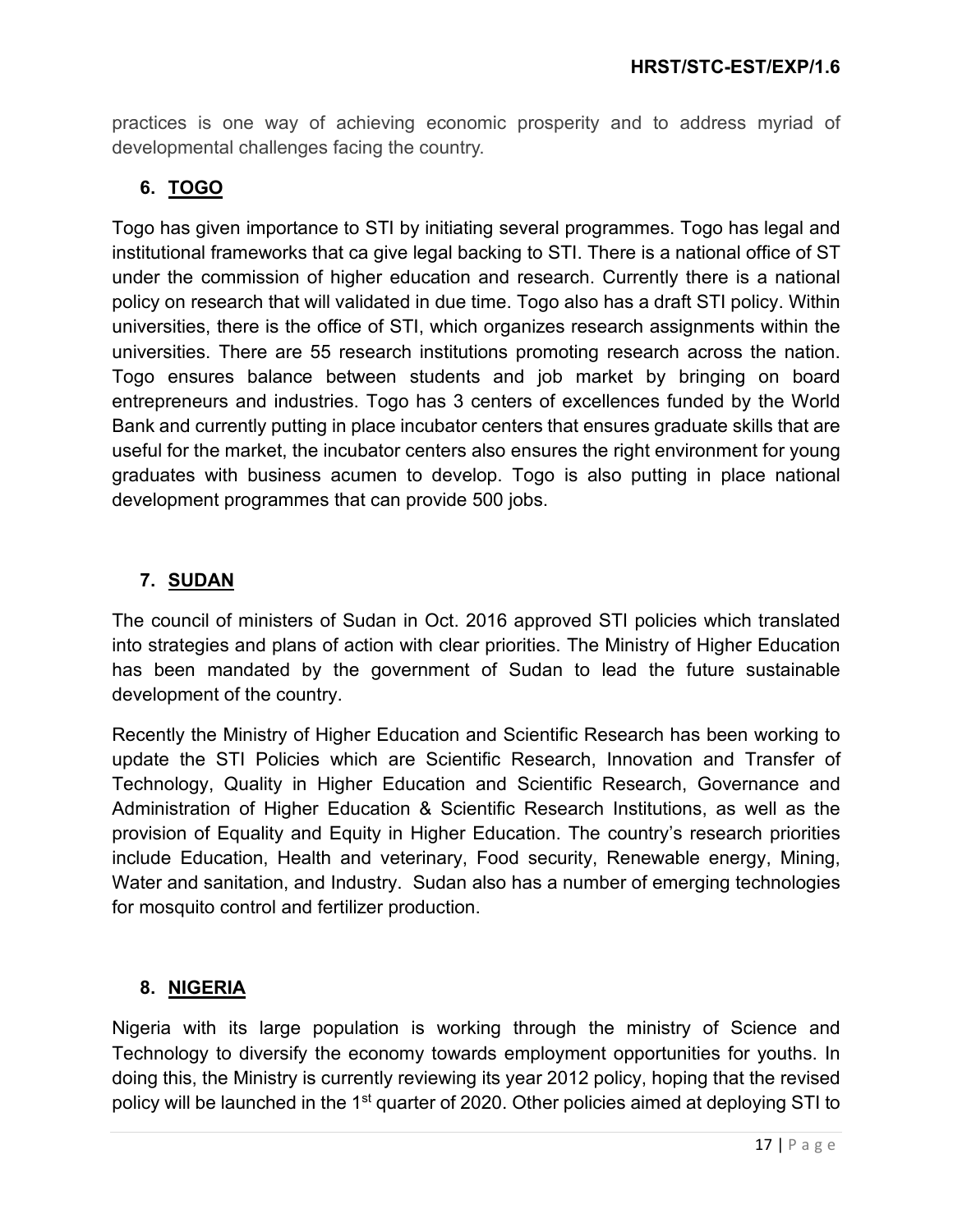practices is one way of achieving economic prosperity and to address myriad of developmental challenges facing the country.

## 6. TOGO

Togo has given importance to STI by initiating several programmes. Togo has legal and institutional frameworks that ca give legal backing to STI. There is a national office of ST under the commission of higher education and research. Currently there is a national policy on research that will validated in due time. Togo also has a draft STI policy. Within universities, there is the office of STI, which organizes research assignments within the universities. There are 55 research institutions promoting research across the nation. Togo ensures balance between students and job market by bringing on board entrepreneurs and industries. Togo has 3 centers of excellences funded by the World Bank and currently putting in place incubator centers that ensures graduate skills that are useful for the market, the incubator centers also ensures the right environment for young graduates with business acumen to develop. Togo is also putting in place national development programmes that can provide 500 jobs.

## 7. SUDAN

The council of ministers of Sudan in Oct. 2016 approved STI policies which translated into strategies and plans of action with clear priorities. The Ministry of Higher Education has been mandated by the government of Sudan to lead the future sustainable development of the country.

Recently the Ministry of Higher Education and Scientific Research has been working to update the STI Policies which are Scientific Research, Innovation and Transfer of Technology, Quality in Higher Education and Scientific Research, Governance and Administration of Higher Education & Scientific Research Institutions, as well as the provision of Equality and Equity in Higher Education. The country's research priorities include Education, Health and veterinary, Food security, Renewable energy, Mining, Water and sanitation, and Industry. Sudan also has a number of emerging technologies for mosquito control and fertilizer production.

## 8. NIGERIA

Nigeria with its large population is working through the ministry of Science and Technology to diversify the economy towards employment opportunities for youths. In doing this, the Ministry is currently reviewing its year 2012 policy, hoping that the revised policy will be launched in the 1st quarter of 2020. Other policies aimed at deploying STI to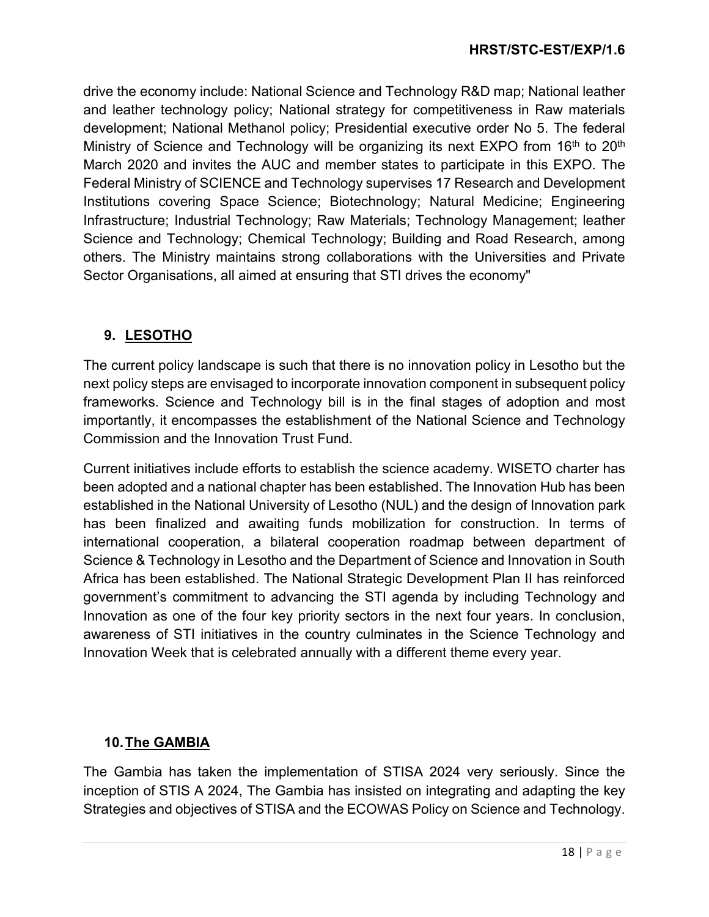drive the economy include: National Science and Technology R&D map; National leather and leather technology policy; National strategy for competitiveness in Raw materials development; National Methanol policy; Presidential executive order No 5. The federal Ministry of Science and Technology will be organizing its next EXPO from 16th to 20th March 2020 and invites the AUC and member states to participate in this EXPO. The Federal Ministry of SCIENCE and Technology supervises 17 Research and Development Institutions covering Space Science; Biotechnology; Natural Medicine; Engineering Infrastructure; Industrial Technology; Raw Materials; Technology Management; leather Science and Technology; Chemical Technology; Building and Road Research, among others. The Ministry maintains strong collaborations with the Universities and Private Sector Organisations, all aimed at ensuring that STI drives the economy"

## 9. LESOTHO

The current policy landscape is such that there is no innovation policy in Lesotho but the next policy steps are envisaged to incorporate innovation component in subsequent policy frameworks. Science and Technology bill is in the final stages of adoption and most importantly, it encompasses the establishment of the National Science and Technology Commission and the Innovation Trust Fund.

Current initiatives include efforts to establish the science academy. WISETO charter has been adopted and a national chapter has been established. The Innovation Hub has been established in the National University of Lesotho (NUL) and the design of Innovation park has been finalized and awaiting funds mobilization for construction. In terms of international cooperation, a bilateral cooperation roadmap between department of Science & Technology in Lesotho and the Department of Science and Innovation in South Africa has been established. The National Strategic Development Plan II has reinforced government's commitment to advancing the STI agenda by including Technology and Innovation as one of the four key priority sectors in the next four years. In conclusion, awareness of STI initiatives in the country culminates in the Science Technology and Innovation Week that is celebrated annually with a different theme every year.

## 10. The GAMBIA

The Gambia has taken the implementation of STISA 2024 very seriously. Since the inception of STIS A 2024, The Gambia has insisted on integrating and adapting the key Strategies and objectives of STISA and the ECOWAS Policy on Science and Technology.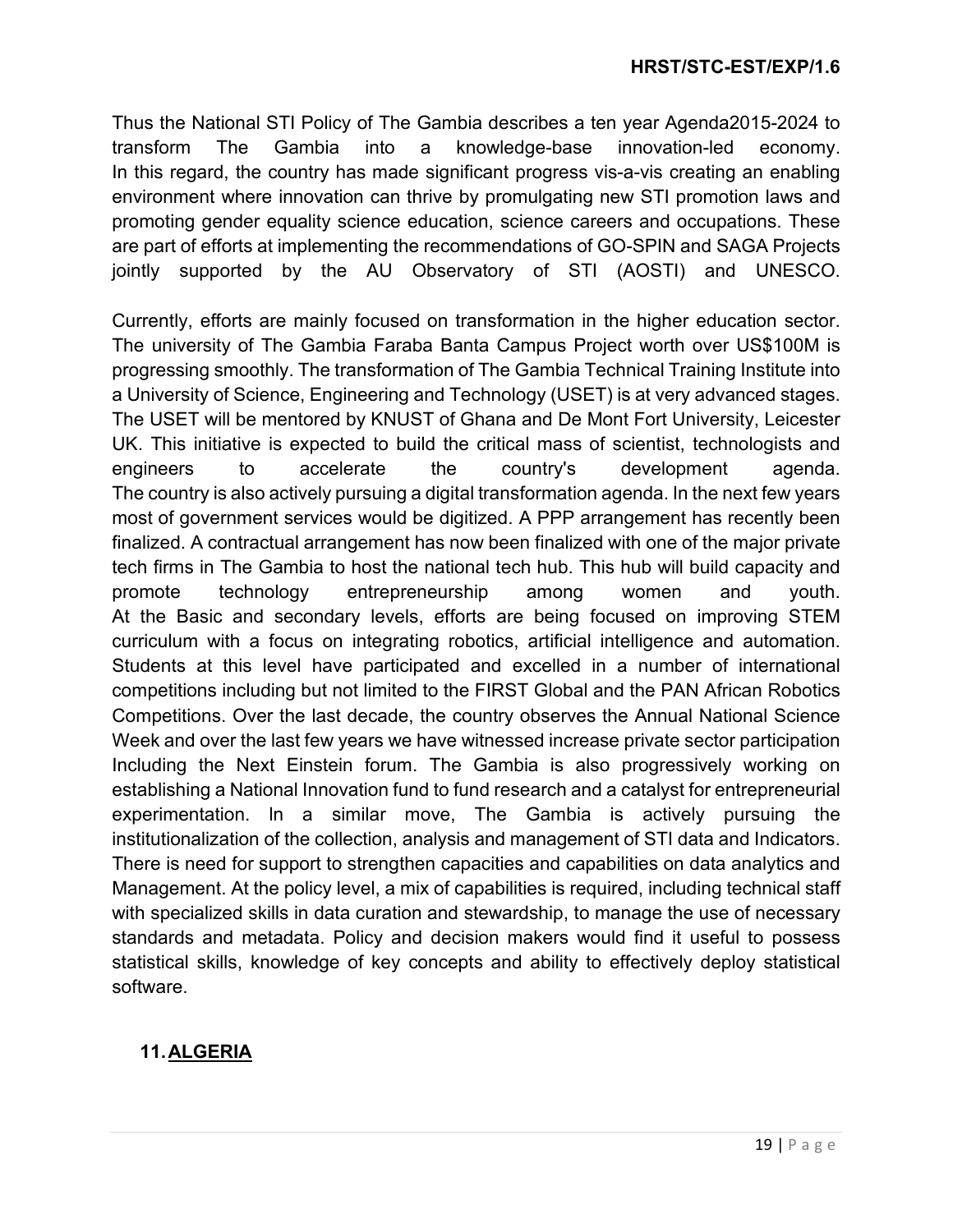Thus the National STI Policy of The Gambia describes a ten year Agenda2015-2024 to transform The Gambia into a knowledge-base innovation-led economy. In this regard, the country has made significant progress vis-a-vis creating an enabling environment where innovation can thrive by promulgating new STI promotion laws and promoting gender equality science education, science careers and occupations. These are part of efforts at implementing the recommendations of GO-SPIN and SAGA Projects jointly supported by the AU Observatory of STI (AOSTI) and UNESCO.

Currently, efforts are mainly focused on transformation in the higher education sector. The university of The Gambia Faraba Banta Campus Project worth over US$100M is progressing smoothly. The transformation of The Gambia Technical Training Institute into a University of Science, Engineering and Technology (USET) is at very advanced stages. The USET will be mentored by KNUST of Ghana and De Mont Fort University, Leicester UK. This initiative is expected to build the critical mass of scientist, technologists and engineers to accelerate the country's development agenda. The country is also actively pursuing a digital transformation agenda. In the next few years most of government services would be digitized. A PPP arrangement has recently been finalized. A contractual arrangement has now been finalized with one of the major private tech firms in The Gambia to host the national tech hub. This hub will build capacity and promote technology entrepreneurship among women and youth. At the Basic and secondary levels, efforts are being focused on improving STEM curriculum with a focus on integrating robotics, artificial intelligence and automation. Students at this level have participated and excelled in a number of international competitions including but not limited to the FIRST Global and the PAN African Robotics Competitions. Over the last decade, the country observes the Annual National Science Week and over the last few years we have witnessed increase private sector participation Including the Next Einstein forum. The Gambia is also progressively working on establishing a National Innovation fund to fund research and a catalyst for entrepreneurial experimentation. In a similar move, The Gambia is actively pursuing the institutionalization of the collection, analysis and management of STI data and Indicators. There is need for support to strengthen capacities and capabilities on data analytics and Management. At the policy level, a mix of capabilities is required, including technical staff with specialized skills in data curation and stewardship, to manage the use of necessary standards and metadata. Policy and decision makers would find it useful to possess statistical skills, knowledge of key concepts and ability to effectively deploy statistical software.

## 11. ALGERIA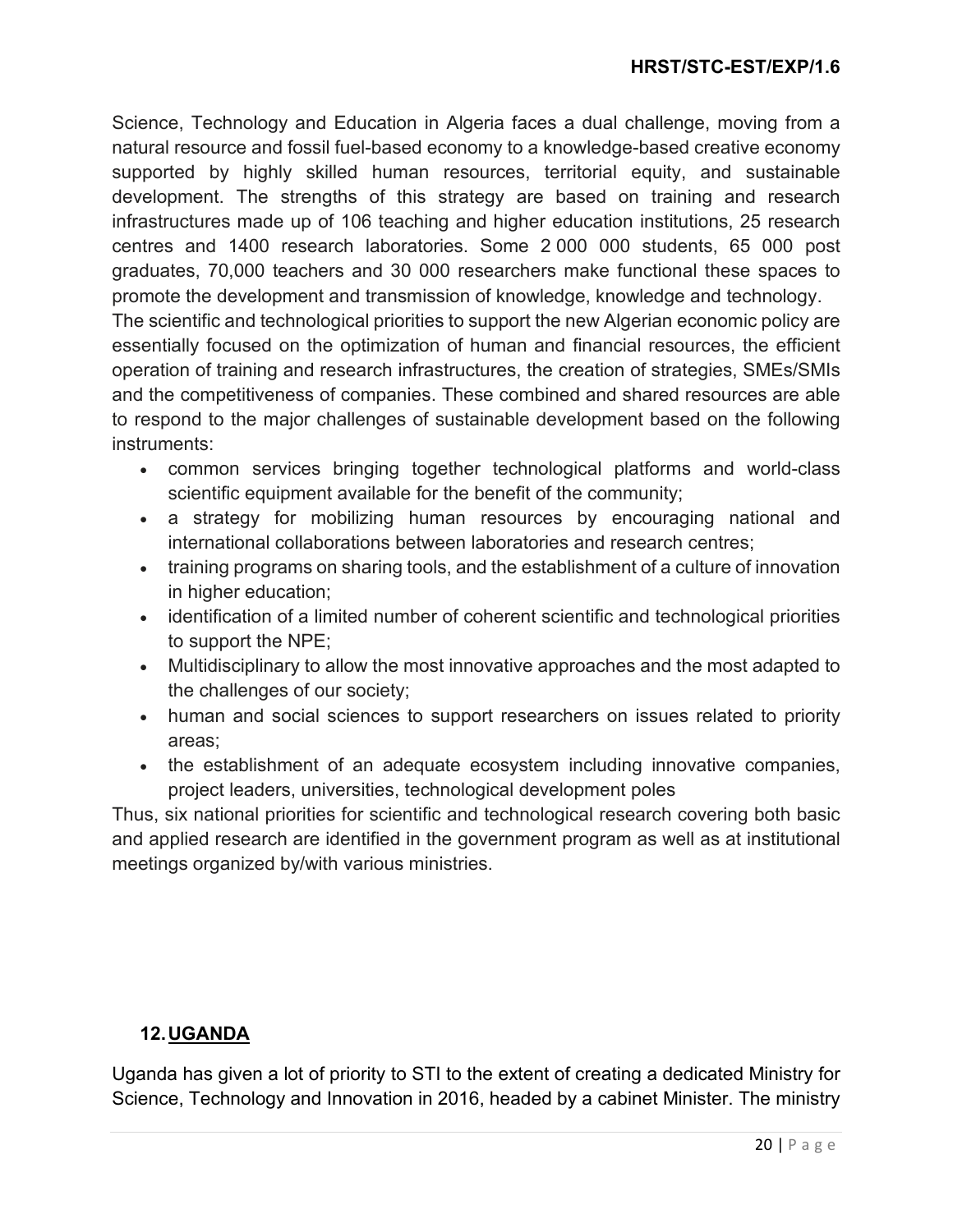Science, Technology and Education in Algeria faces a dual challenge, moving from a natural resource and fossil fuel-based economy to a knowledge-based creative economy supported by highly skilled human resources, territorial equity, and sustainable development. The strengths of this strategy are based on training and research infrastructures made up of 106 teaching and higher education institutions, 25 research centres and 1400 research laboratories. Some 2 000 000 students, 65 000 post graduates, 70,000 teachers and 30 000 researchers make functional these spaces to promote the development and transmission of knowledge, knowledge and technology.

The scientific and technological priorities to support the new Algerian economic policy are essentially focused on the optimization of human and financial resources, the efficient operation of training and research infrastructures, the creation of strategies, SMEs/SMIs and the competitiveness of companies. These combined and shared resources are able to respond to the major challenges of sustainable development based on the following instruments:

- common services bringing together technological platforms and world-class scientific equipment available for the benefit of the community;
- a strategy for mobilizing human resources by encouraging national and international collaborations between laboratories and research centres;
- training programs on sharing tools, and the establishment of a culture of innovation in higher education;
- identification of a limited number of coherent scientific and technological priorities to support the NPE;
- Multidisciplinary to allow the most innovative approaches and the most adapted to the challenges of our society;
- human and social sciences to support researchers on issues related to priority areas;
- the establishment of an adequate ecosystem including innovative companies, project leaders, universities, technological development poles

Thus, six national priorities for scientific and technological research covering both basic and applied research are identified in the government program as well as at institutional meetings organized by/with various ministries.

## 12. UGANDA

Uganda has given a lot of priority to STI to the extent of creating a dedicated Ministry for Science, Technology and Innovation in 2016, headed by a cabinet Minister. The ministry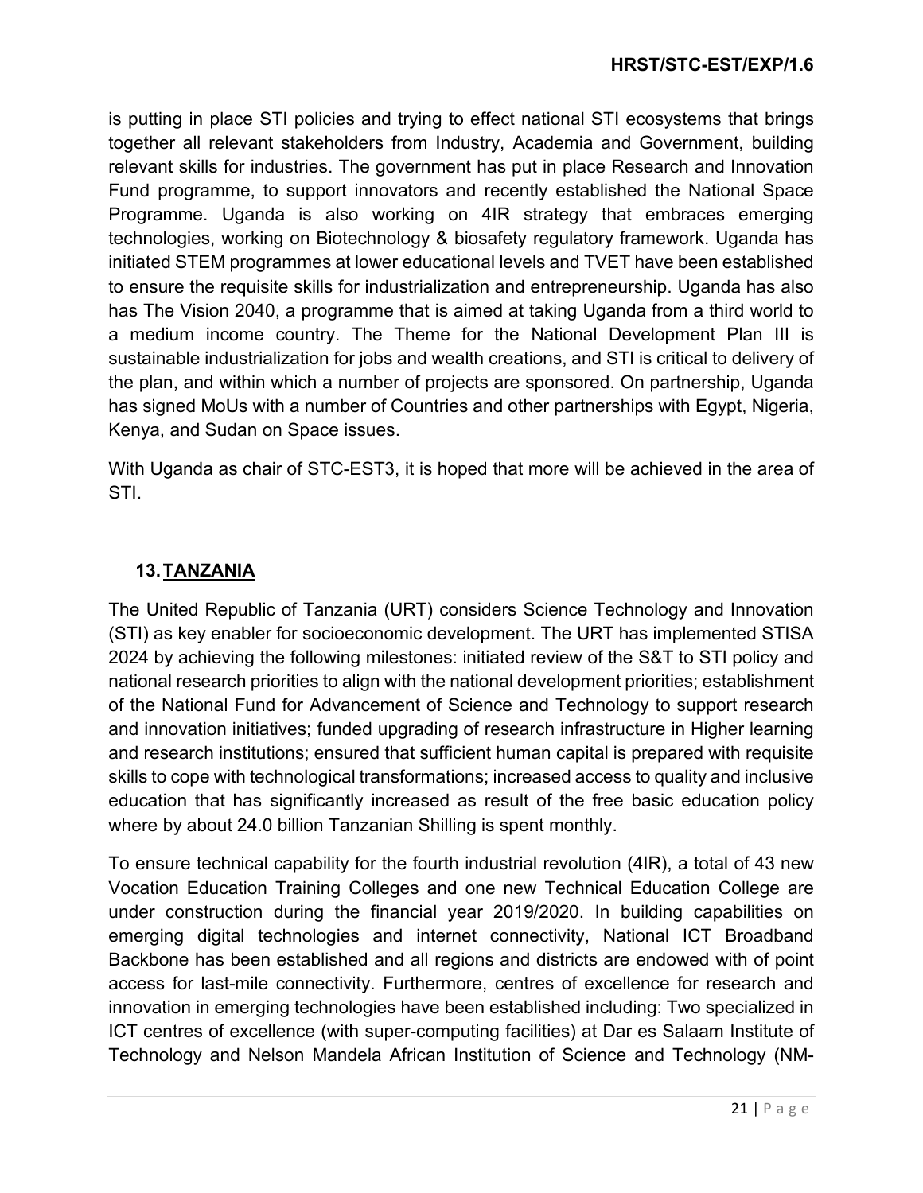is putting in place STI policies and trying to effect national STI ecosystems that brings together all relevant stakeholders from Industry, Academia and Government, building relevant skills for industries. The government has put in place Research and Innovation Fund programme, to support innovators and recently established the National Space Programme. Uganda is also working on 4IR strategy that embraces emerging technologies, working on Biotechnology & biosafety regulatory framework. Uganda has initiated STEM programmes at lower educational levels and TVET have been established to ensure the requisite skills for industrialization and entrepreneurship. Uganda has also has The Vision 2040, a programme that is aimed at taking Uganda from a third world to a medium income country. The Theme for the National Development Plan III is sustainable industrialization for jobs and wealth creations, and STI is critical to delivery of the plan, and within which a number of projects are sponsored. On partnership, Uganda has signed MoUs with a number of Countries and other partnerships with Egypt, Nigeria, Kenya, and Sudan on Space issues.

With Uganda as chair of STC-EST3, it is hoped that more will be achieved in the area of STI.

## 13. TANZANIA

The United Republic of Tanzania (URT) considers Science Technology and Innovation (STI) as key enabler for socioeconomic development. The URT has implemented STISA 2024 by achieving the following milestones: initiated review of the S&T to STI policy and national research priorities to align with the national development priorities; establishment of the National Fund for Advancement of Science and Technology to support research and innovation initiatives; funded upgrading of research infrastructure in Higher learning and research institutions; ensured that sufficient human capital is prepared with requisite skills to cope with technological transformations; increased access to quality and inclusive education that has significantly increased as result of the free basic education policy where by about 24.0 billion Tanzanian Shilling is spent monthly.

To ensure technical capability for the fourth industrial revolution (4IR), a total of 43 new Vocation Education Training Colleges and one new Technical Education College are under construction during the financial year 2019/2020. In building capabilities on emerging digital technologies and internet connectivity, National ICT Broadband Backbone has been established and all regions and districts are endowed with of point access for last-mile connectivity. Furthermore, centres of excellence for research and innovation in emerging technologies have been established including: Two specialized in ICT centres of excellence (with super-computing facilities) at Dar es Salaam Institute of Technology and Nelson Mandela African Institution of Science and Technology (NM-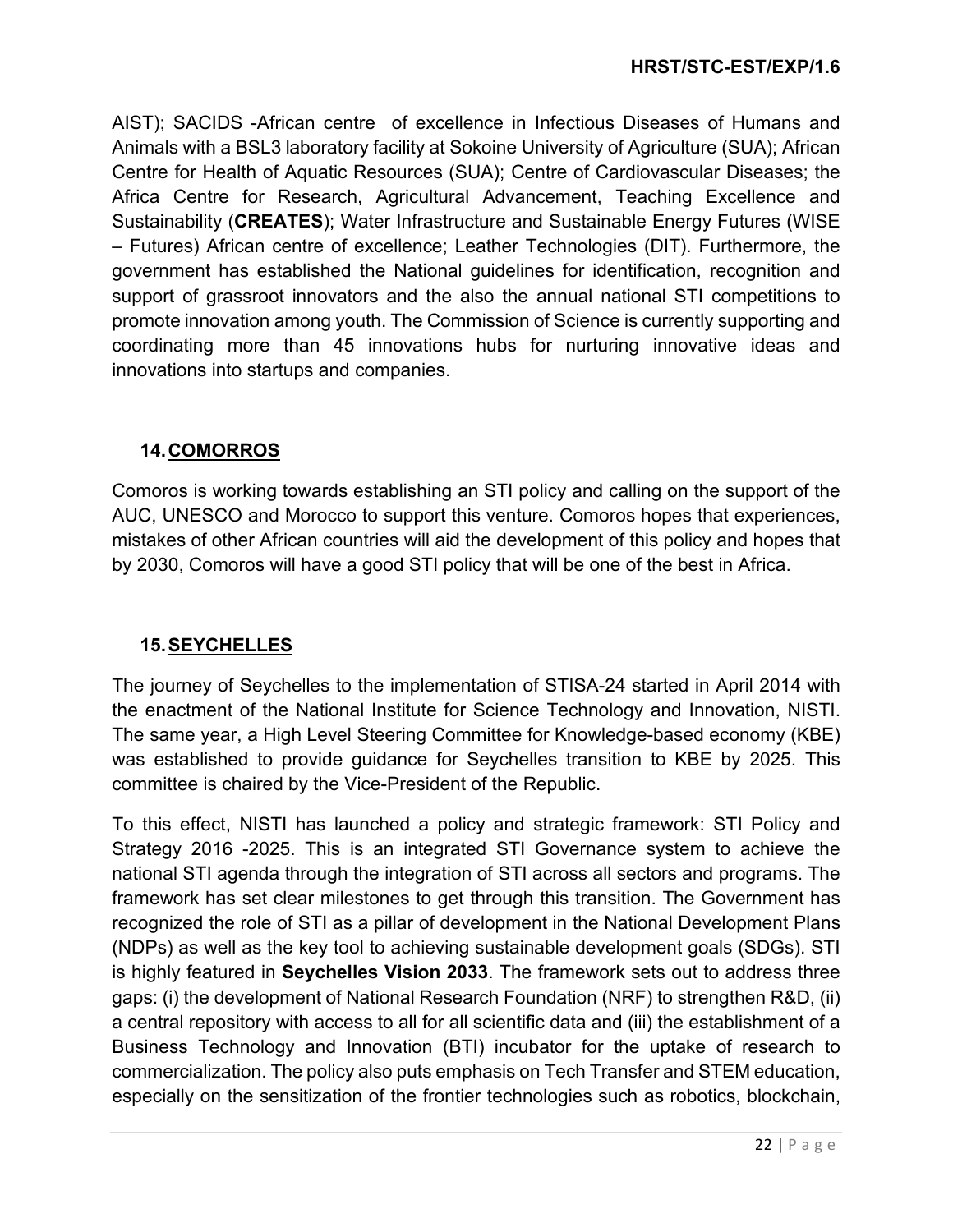AIST); SACIDS -African centre of excellence in Infectious Diseases of Humans and Animals with a BSL3 laboratory facility at Sokoine University of Agriculture (SUA); African Centre for Health of Aquatic Resources (SUA); Centre of Cardiovascular Diseases; the Africa Centre for Research, Agricultural Advancement, Teaching Excellence and Sustainability (**CREATES**); Water Infrastructure and Sustainable Energy Futures (WISE – Futures) African centre of excellence; Leather Technologies (DIT). Furthermore, the government has established the National guidelines for identification, recognition and support of grassroot innovators and the also the annual national STI competitions to promote innovation among youth. The Commission of Science is currently supporting and coordinating more than 45 innovations hubs for nurturing innovative ideas and innovations into startups and companies.

## 14. COMORROS

Comoros is working towards establishing an STI policy and calling on the support of the AUC, UNESCO and Morocco to support this venture. Comoros hopes that experiences, mistakes of other African countries will aid the development of this policy and hopes that by 2030, Comoros will have a good STI policy that will be one of the best in Africa.

## 15. SEYCHELLES

The journey of Seychelles to the implementation of STISA-24 started in April 2014 with the enactment of the National Institute for Science Technology and Innovation, NISTI. The same year, a High Level Steering Committee for Knowledge-based economy (KBE) was established to provide guidance for Seychelles transition to KBE by 2025. This committee is chaired by the Vice-President of the Republic.

To this effect, NISTI has launched a policy and strategic framework: STI Policy and Strategy 2016 -2025. This is an integrated STI Governance system to achieve the national STI agenda through the integration of STI across all sectors and programs. The framework has set clear milestones to get through this transition. The Government has recognized the role of STI as a pillar of development in the National Development Plans (NDPs) as well as the key tool to achieving sustainable development goals (SDGs). STI is highly featured in **Seychelles Vision 2033**. The framework sets out to address three gaps: (i) the development of National Research Foundation (NRF) to strengthen R&D, (ii) a central repository with access to all for all scientific data and (iii) the establishment of a Business Technology and Innovation (BTI) incubator for the uptake of research to commercialization. The policy also puts emphasis on Tech Transfer and STEM education, especially on the sensitization of the frontier technologies such as robotics, blockchain,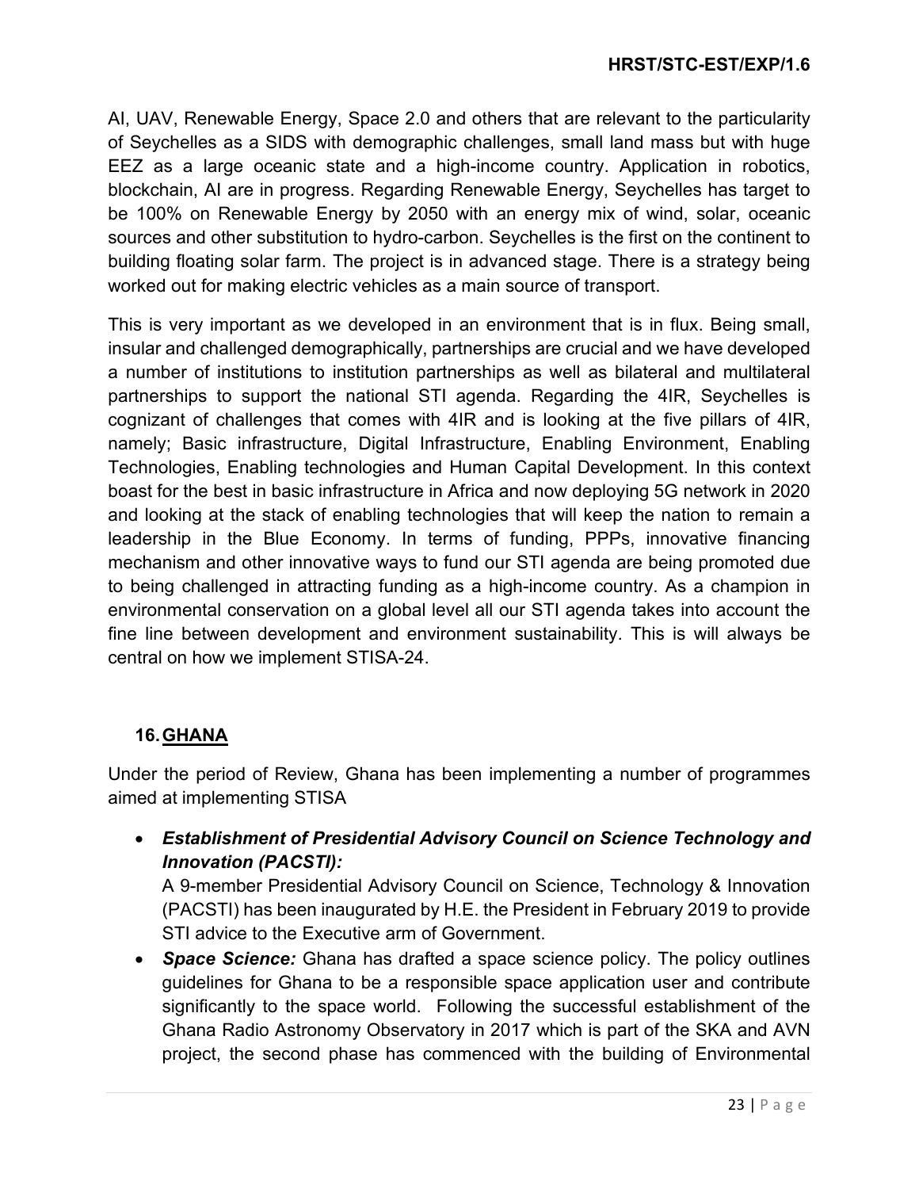AI, UAV, Renewable Energy, Space 2.0 and others that are relevant to the particularity of Seychelles as a SIDS with demographic challenges, small land mass but with huge EEZ as a large oceanic state and a high-income country. Application in robotics, blockchain, AI are in progress. Regarding Renewable Energy, Seychelles has target to be 100% on Renewable Energy by 2050 with an energy mix of wind, solar, oceanic sources and other substitution to hydro-carbon. Seychelles is the first on the continent to building floating solar farm. The project is in advanced stage. There is a strategy being worked out for making electric vehicles as a main source of transport.

This is very important as we developed in an environment that is in flux. Being small, insular and challenged demographically, partnerships are crucial and we have developed a number of institutions to institution partnerships as well as bilateral and multilateral partnerships to support the national STI agenda. Regarding the 4IR, Seychelles is cognizant of challenges that comes with 4IR and is looking at the five pillars of 4IR, namely; Basic infrastructure, Digital Infrastructure, Enabling Environment, Enabling Technologies, Enabling technologies and Human Capital Development. In this context boast for the best in basic infrastructure in Africa and now deploying 5G network in 2020 and looking at the stack of enabling technologies that will keep the nation to remain a leadership in the Blue Economy. In terms of funding, PPPs, innovative financing mechanism and other innovative ways to fund our STI agenda are being promoted due to being challenged in attracting funding as a high-income country. As a champion in environmental conservation on a global level all our STI agenda takes into account the fine line between development and environment sustainability. This is will always be central on how we implement STISA-24.

## 16. <u>GHANA</u>

Under the period of Review, Ghana has been implementing a number of programmes aimed at implementing STISA

- ***Establishment of Presidential Advisory Council on Science Technology and Innovation (PACSTI):***
  A 9-member Presidential Advisory Council on Science, Technology & Innovation (PACSTI) has been inaugurated by H.E. the President in February 2019 to provide STI advice to the Executive arm of Government.
- ***Space Science:*** Ghana has drafted a space science policy. The policy outlines guidelines for Ghana to be a responsible space application user and contribute significantly to the space world. Following the successful establishment of the Ghana Radio Astronomy Observatory in 2017 which is part of the SKA and AVN project, the second phase has commenced with the building of Environmental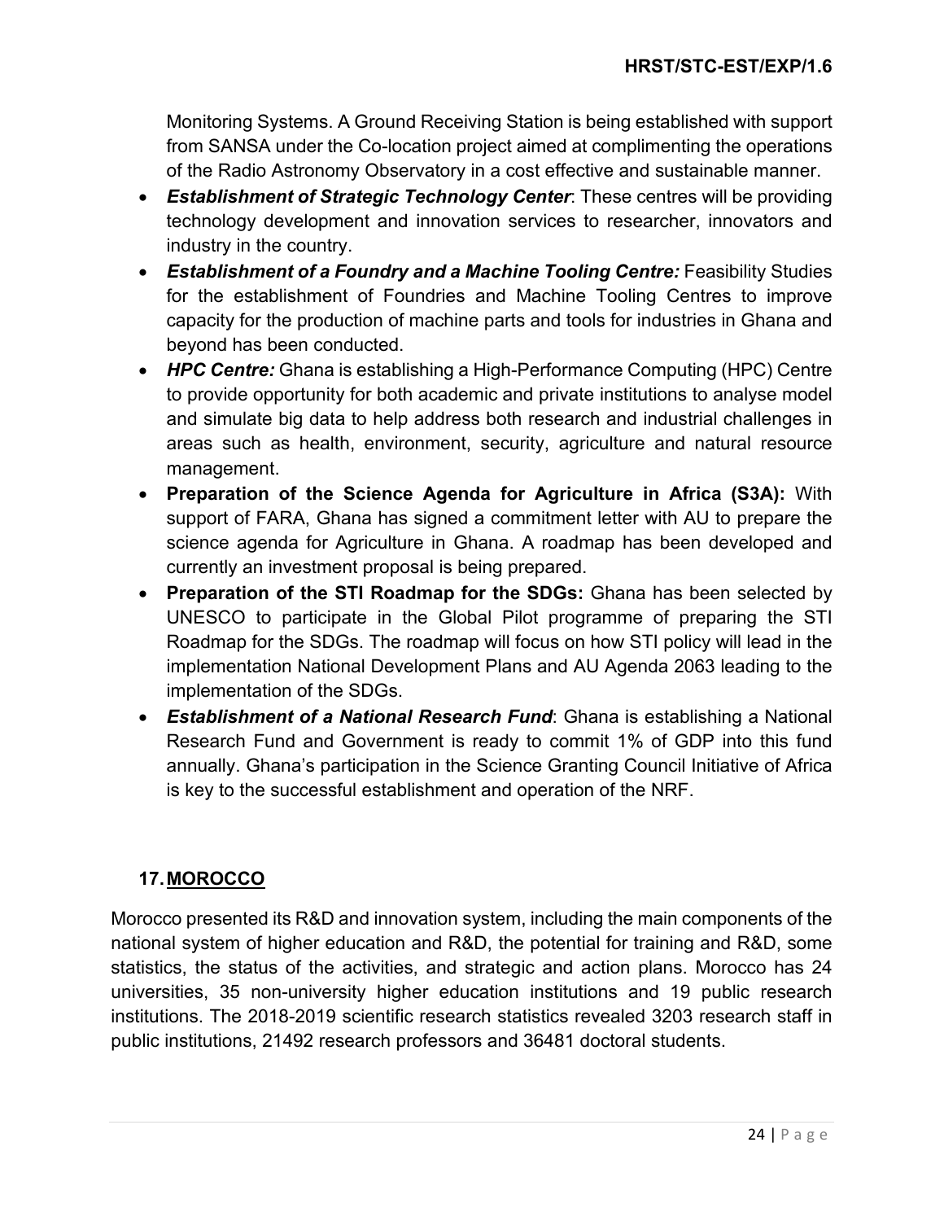Monitoring Systems. A Ground Receiving Station is being established with support from SANSA under the Co-location project aimed at complimenting the operations of the Radio Astronomy Observatory in a cost effective and sustainable manner.

- ***Establishment of Strategic Technology Center***: These centres will be providing technology development and innovation services to researcher, innovators and industry in the country.
- ***Establishment of a Foundry and a Machine Tooling Centre:*** Feasibility Studies for the establishment of Foundries and Machine Tooling Centres to improve capacity for the production of machine parts and tools for industries in Ghana and beyond has been conducted.
- ***HPC Centre:*** Ghana is establishing a High-Performance Computing (HPC) Centre to provide opportunity for both academic and private institutions to analyse model and simulate big data to help address both research and industrial challenges in areas such as health, environment, security, agriculture and natural resource management.
- **Preparation of the Science Agenda for Agriculture in Africa (S3A):** With support of FARA, Ghana has signed a commitment letter with AU to prepare the science agenda for Agriculture in Ghana. A roadmap has been developed and currently an investment proposal is being prepared.
- **Preparation of the STI Roadmap for the SDGs:** Ghana has been selected by UNESCO to participate in the Global Pilot programme of preparing the STI Roadmap for the SDGs. The roadmap will focus on how STI policy will lead in the implementation National Development Plans and AU Agenda 2063 leading to the implementation of the SDGs.
- ***Establishment of a National Research Fund***: Ghana is establishing a National Research Fund and Government is ready to commit 1% of GDP into this fund annually. Ghana's participation in the Science Granting Council Initiative of Africa is key to the successful establishment and operation of the NRF.

## 17. MOROCCO

Morocco presented its R&D and innovation system, including the main components of the national system of higher education and R&D, the potential for training and R&D, some statistics, the status of the activities, and strategic and action plans. Morocco has 24 universities, 35 non-university higher education institutions and 19 public research institutions. The 2018-2019 scientific research statistics revealed 3203 research staff in public institutions, 21492 research professors and 36481 doctoral students.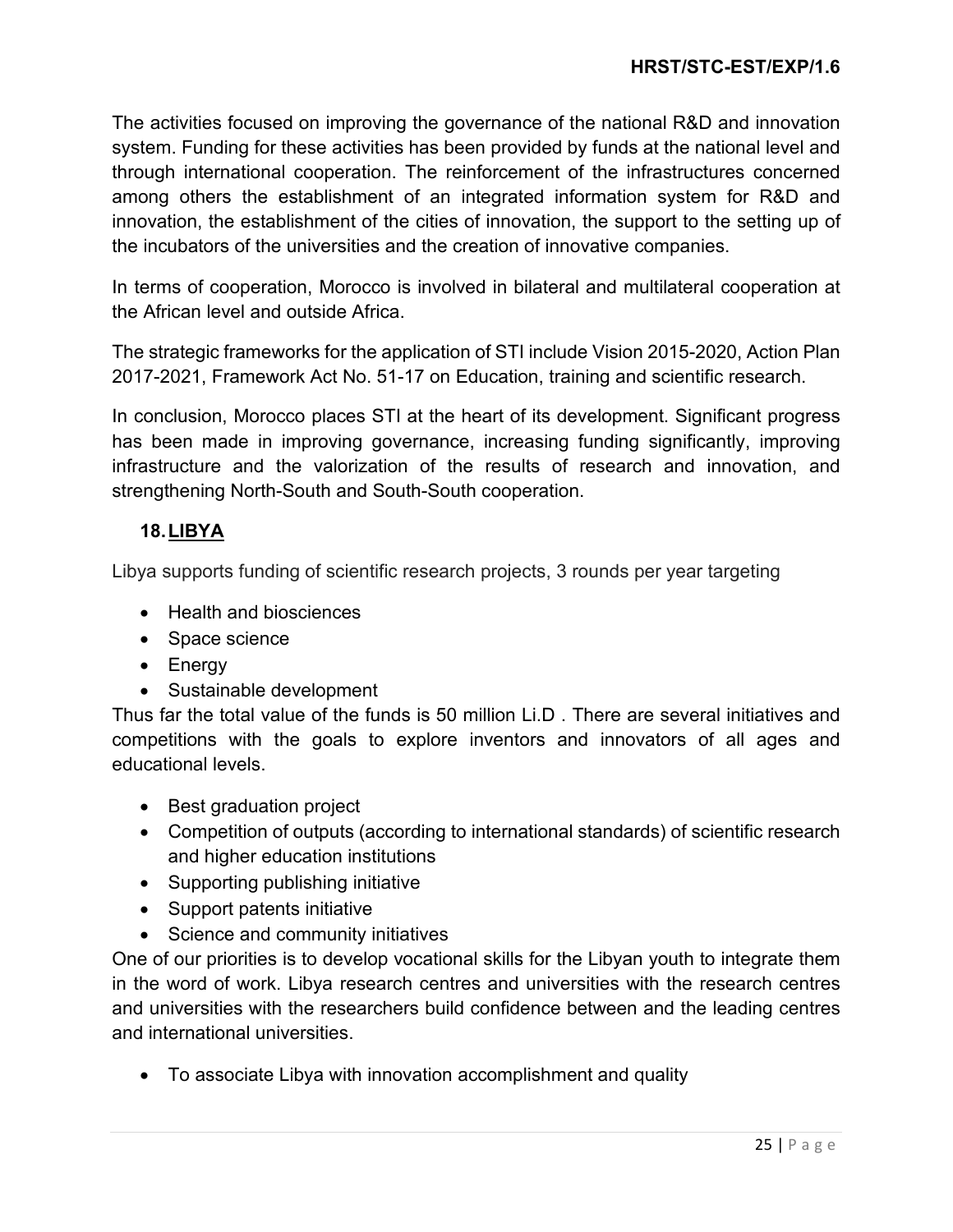The activities focused on improving the governance of the national R&D and innovation system. Funding for these activities has been provided by funds at the national level and through international cooperation. The reinforcement of the infrastructures concerned among others the establishment of an integrated information system for R&D and innovation, the establishment of the cities of innovation, the support to the setting up of the incubators of the universities and the creation of innovative companies.

In terms of cooperation, Morocco is involved in bilateral and multilateral cooperation at the African level and outside Africa.

The strategic frameworks for the application of STI include Vision 2015-2020, Action Plan 2017-2021, Framework Act No. 51-17 on Education, training and scientific research.

In conclusion, Morocco places STI at the heart of its development. Significant progress has been made in improving governance, increasing funding significantly, improving infrastructure and the valorization of the results of research and innovation, and strengthening North-South and South-South cooperation.

## 18. LIBYA

Libya supports funding of scientific research projects, 3 rounds per year targeting

- Health and biosciences
- Space science
- Energy
- Sustainable development

Thus far the total value of the funds is 50 million Li.D . There are several initiatives and competitions with the goals to explore inventors and innovators of all ages and educational levels.

- Best graduation project
- Competition of outputs (according to international standards) of scientific research and higher education institutions
- Supporting publishing initiative
- Support patents initiative
- Science and community initiatives

One of our priorities is to develop vocational skills for the Libyan youth to integrate them in the word of work. Libya research centres and universities with the research centres and universities with the researchers build confidence between and the leading centres and international universities.

- To associate Libya with innovation accomplishment and quality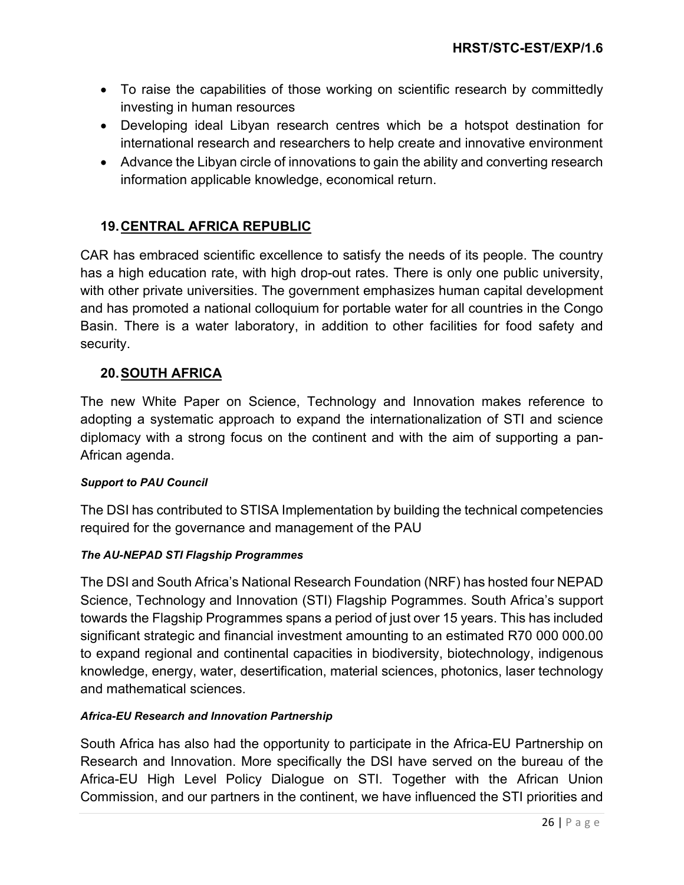- To raise the capabilities of those working on scientific research by committedly investing in human resources
- Developing ideal Libyan research centres which be a hotspot destination for international research and researchers to help create and innovative environment
- Advance the Libyan circle of innovations to gain the ability and converting research information applicable knowledge, economical return.

## 19. CENTRAL AFRICA REPUBLIC

CAR has embraced scientific excellence to satisfy the needs of its people. The country has a high education rate, with high drop-out rates. There is only one public university, with other private universities. The government emphasizes human capital development and has promoted a national colloquium for portable water for all countries in the Congo Basin. There is a water laboratory, in addition to other facilities for food safety and security.

## 20. SOUTH AFRICA

The new White Paper on Science, Technology and Innovation makes reference to adopting a systematic approach to expand the internationalization of STI and science diplomacy with a strong focus on the continent and with the aim of supporting a pan-African agenda.

***Support to PAU Council***

The DSI has contributed to STISA Implementation by building the technical competencies required for the governance and management of the PAU

***The AU-NEPAD STI Flagship Programmes***

The DSI and South Africa's National Research Foundation (NRF) has hosted four NEPAD Science, Technology and Innovation (STI) Flagship Pogrammes. South Africa's support towards the Flagship Programmes spans a period of just over 15 years. This has included significant strategic and financial investment amounting to an estimated R70 000 000.00 to expand regional and continental capacities in biodiversity, biotechnology, indigenous knowledge, energy, water, desertification, material sciences, photonics, laser technology and mathematical sciences.

***Africa-EU Research and Innovation Partnership***

South Africa has also had the opportunity to participate in the Africa-EU Partnership on Research and Innovation. More specifically the DSI have served on the bureau of the Africa-EU High Level Policy Dialogue on STI. Together with the African Union Commission, and our partners in the continent, we have influenced the STI priorities and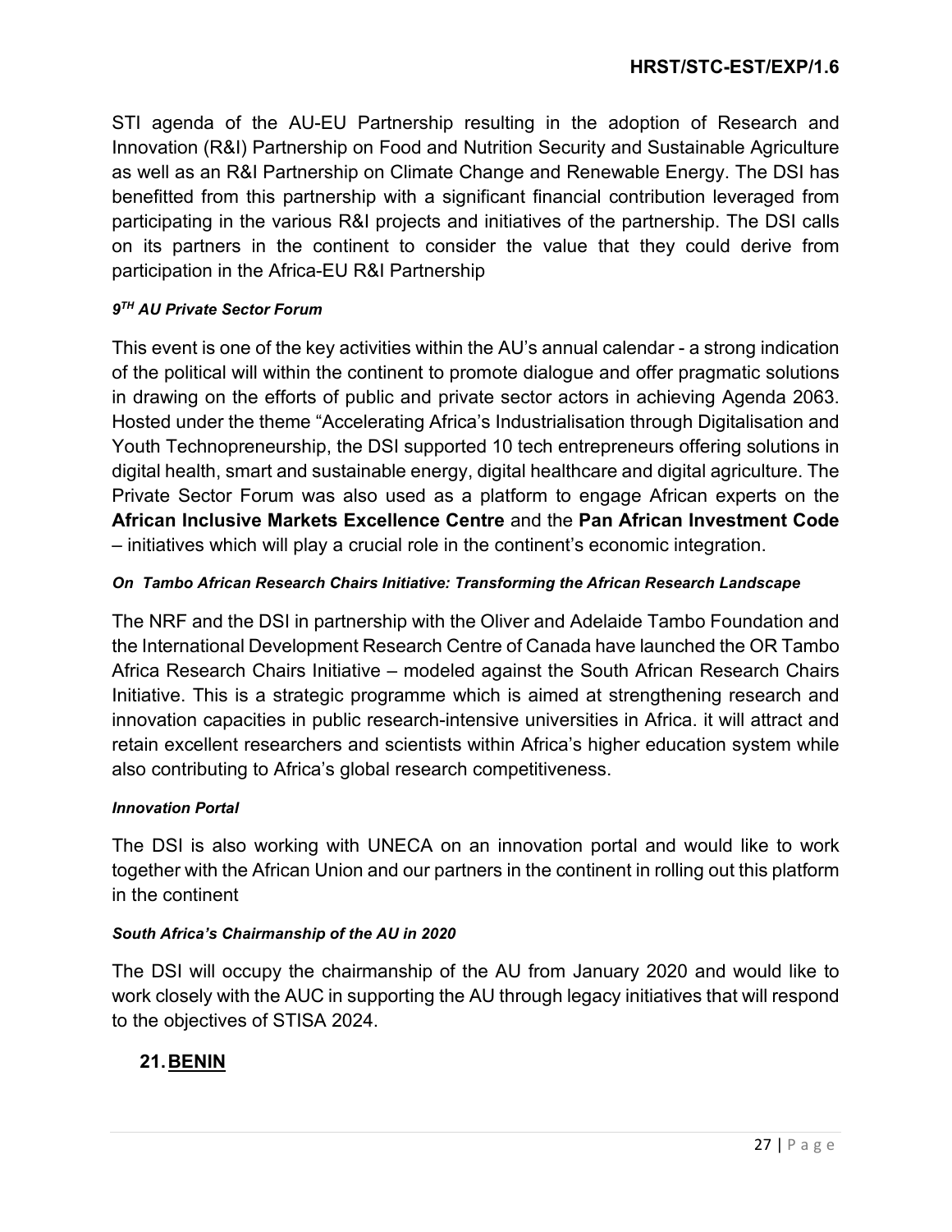STI agenda of the AU-EU Partnership resulting in the adoption of Research and Innovation (R&I) Partnership on Food and Nutrition Security and Sustainable Agriculture as well as an R&I Partnership on Climate Change and Renewable Energy. The DSI has benefitted from this partnership with a significant financial contribution leveraged from participating in the various R&I projects and initiatives of the partnership. The DSI calls on its partners in the continent to consider the value that they could derive from participation in the Africa-EU R&I Partnership

***9TH AU Private Sector Forum***

This event is one of the key activities within the AU's annual calendar - a strong indication of the political will within the continent to promote dialogue and offer pragmatic solutions in drawing on the efforts of public and private sector actors in achieving Agenda 2063. Hosted under the theme "Accelerating Africa's Industrialisation through Digitalisation and Youth Technopreneurship, the DSI supported 10 tech entrepreneurs offering solutions in digital health, smart and sustainable energy, digital healthcare and digital agriculture. The Private Sector Forum was also used as a platform to engage African experts on the **African Inclusive Markets Excellence Centre** and the **Pan African Investment Code** – initiatives which will play a crucial role in the continent's economic integration.

***On Tambo African Research Chairs Initiative: Transforming the African Research Landscape***

The NRF and the DSI in partnership with the Oliver and Adelaide Tambo Foundation and the International Development Research Centre of Canada have launched the OR Tambo Africa Research Chairs Initiative – modeled against the South African Research Chairs Initiative. This is a strategic programme which is aimed at strengthening research and innovation capacities in public research-intensive universities in Africa. it will attract and retain excellent researchers and scientists within Africa's higher education system while also contributing to Africa's global research competitiveness.

***Innovation Portal***

The DSI is also working with UNECA on an innovation portal and would like to work together with the African Union and our partners in the continent in rolling out this platform in the continent

***South Africa's Chairmanship of the AU in 2020***

The DSI will occupy the chairmanship of the AU from January 2020 and would like to work closely with the AUC in supporting the AU through legacy initiatives that will respond to the objectives of STISA 2024.

## 21. BENIN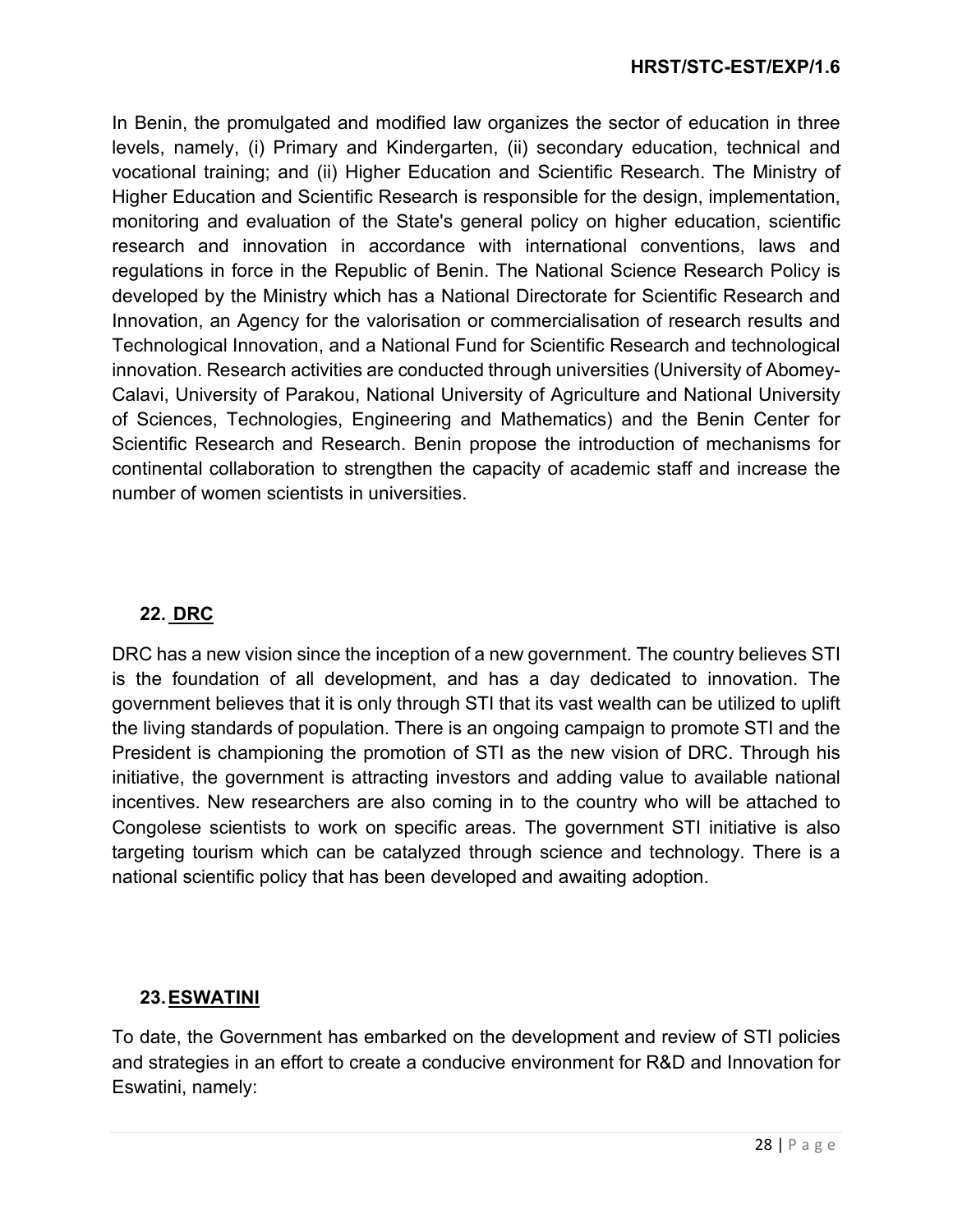In Benin, the promulgated and modified law organizes the sector of education in three levels, namely, (i) Primary and Kindergarten, (ii) secondary education, technical and vocational training; and (ii) Higher Education and Scientific Research. The Ministry of Higher Education and Scientific Research is responsible for the design, implementation, monitoring and evaluation of the State's general policy on higher education, scientific research and innovation in accordance with international conventions, laws and regulations in force in the Republic of Benin. The National Science Research Policy is developed by the Ministry which has a National Directorate for Scientific Research and Innovation, an Agency for the valorisation or commercialisation of research results and Technological Innovation, and a National Fund for Scientific Research and technological innovation. Research activities are conducted through universities (University of Abomey-Calavi, University of Parakou, National University of Agriculture and National University of Sciences, Technologies, Engineering and Mathematics) and the Benin Center for Scientific Research and Research. Benin propose the introduction of mechanisms for continental collaboration to strengthen the capacity of academic staff and increase the number of women scientists in universities.

## 22. DRC

DRC has a new vision since the inception of a new government. The country believes STI is the foundation of all development, and has a day dedicated to innovation. The government believes that it is only through STI that its vast wealth can be utilized to uplift the living standards of population. There is an ongoing campaign to promote STI and the President is championing the promotion of STI as the new vision of DRC. Through his initiative, the government is attracting investors and adding value to available national incentives. New researchers are also coming in to the country who will be attached to Congolese scientists to work on specific areas. The government STI initiative is also targeting tourism which can be catalyzed through science and technology. There is a national scientific policy that has been developed and awaiting adoption.

## 23. ESWATINI

To date, the Government has embarked on the development and review of STI policies and strategies in an effort to create a conducive environment for R&D and Innovation for Eswatini, namely: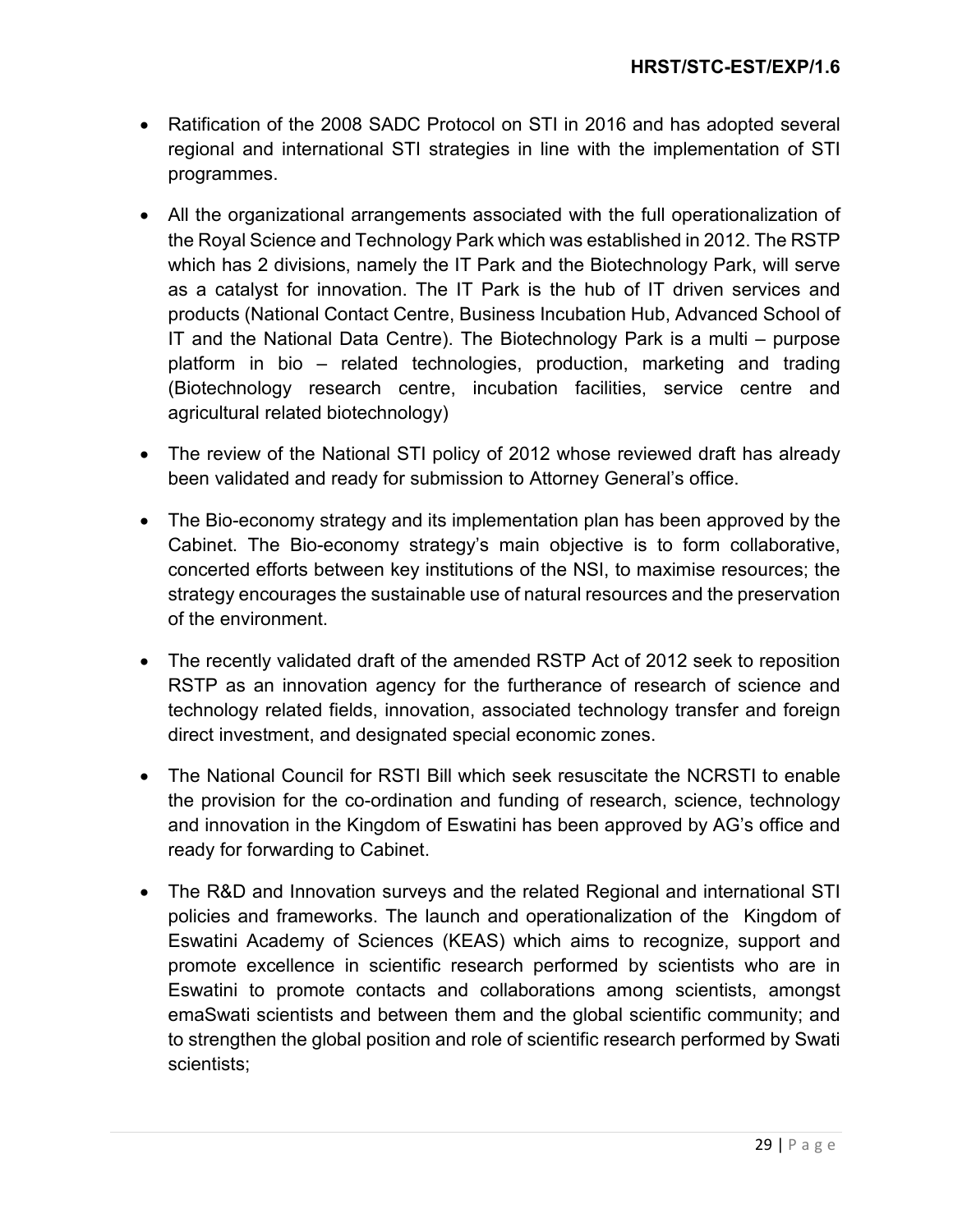- Ratification of the 2008 SADC Protocol on STI in 2016 and has adopted several regional and international STI strategies in line with the implementation of STI programmes.
- All the organizational arrangements associated with the full operationalization of the Royal Science and Technology Park which was established in 2012. The RSTP which has 2 divisions, namely the IT Park and the Biotechnology Park, will serve as a catalyst for innovation. The IT Park is the hub of IT driven services and products (National Contact Centre, Business Incubation Hub, Advanced School of IT and the National Data Centre). The Biotechnology Park is a multi – purpose platform in bio – related technologies, production, marketing and trading (Biotechnology research centre, incubation facilities, service centre and agricultural related biotechnology)
- The review of the National STI policy of 2012 whose reviewed draft has already been validated and ready for submission to Attorney General's office.
- The Bio-economy strategy and its implementation plan has been approved by the Cabinet. The Bio-economy strategy's main objective is to form collaborative, concerted efforts between key institutions of the NSI, to maximise resources; the strategy encourages the sustainable use of natural resources and the preservation of the environment.
- The recently validated draft of the amended RSTP Act of 2012 seek to reposition RSTP as an innovation agency for the furtherance of research of science and technology related fields, innovation, associated technology transfer and foreign direct investment, and designated special economic zones.
- The National Council for RSTI Bill which seek resuscitate the NCRSTI to enable the provision for the co-ordination and funding of research, science, technology and innovation in the Kingdom of Eswatini has been approved by AG's office and ready for forwarding to Cabinet.
- The R&D and Innovation surveys and the related Regional and international STI policies and frameworks. The launch and operationalization of the Kingdom of Eswatini Academy of Sciences (KEAS) which aims to recognize, support and promote excellence in scientific research performed by scientists who are in Eswatini to promote contacts and collaborations among scientists, amongst emaSwati scientists and between them and the global scientific community; and to strengthen the global position and role of scientific research performed by Swati scientists;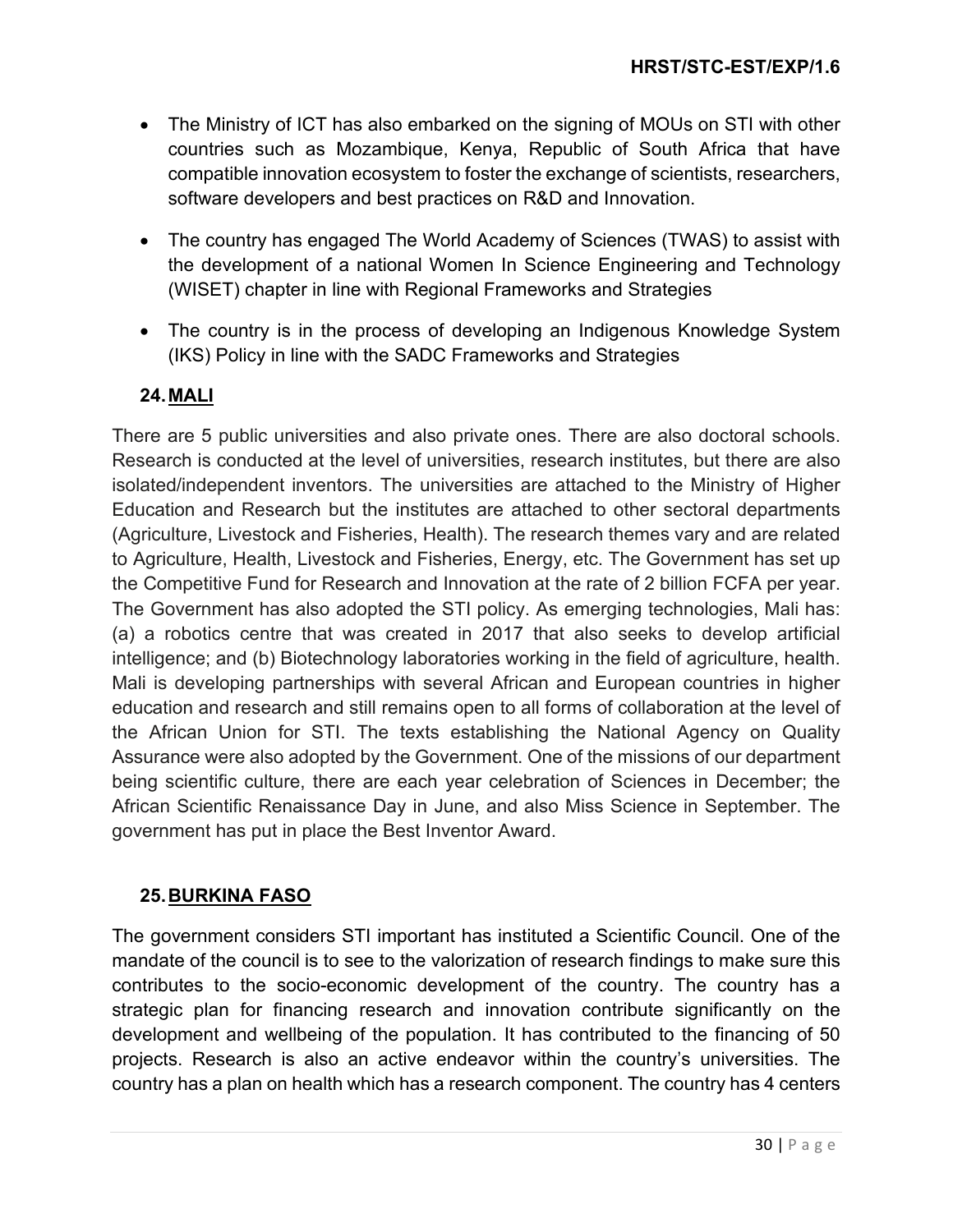- The Ministry of ICT has also embarked on the signing of MOUs on STI with other countries such as Mozambique, Kenya, Republic of South Africa that have compatible innovation ecosystem to foster the exchange of scientists, researchers, software developers and best practices on R&D and Innovation.
- The country has engaged The World Academy of Sciences (TWAS) to assist with the development of a national Women In Science Engineering and Technology (WISET) chapter in line with Regional Frameworks and Strategies
- The country is in the process of developing an Indigenous Knowledge System (IKS) Policy in line with the SADC Frameworks and Strategies

## 24. MALI

There are 5 public universities and also private ones. There are also doctoral schools. Research is conducted at the level of universities, research institutes, but there are also isolated/independent inventors. The universities are attached to the Ministry of Higher Education and Research but the institutes are attached to other sectoral departments (Agriculture, Livestock and Fisheries, Health). The research themes vary and are related to Agriculture, Health, Livestock and Fisheries, Energy, etc. The Government has set up the Competitive Fund for Research and Innovation at the rate of 2 billion FCFA per year. The Government has also adopted the STI policy. As emerging technologies, Mali has: (a) a robotics centre that was created in 2017 that also seeks to develop artificial intelligence; and (b) Biotechnology laboratories working in the field of agriculture, health. Mali is developing partnerships with several African and European countries in higher education and research and still remains open to all forms of collaboration at the level of the African Union for STI. The texts establishing the National Agency on Quality Assurance were also adopted by the Government. One of the missions of our department being scientific culture, there are each year celebration of Sciences in December; the African Scientific Renaissance Day in June, and also Miss Science in September. The government has put in place the Best Inventor Award.

## 25. BURKINA FASO

The government considers STI important has instituted a Scientific Council. One of the mandate of the council is to see to the valorization of research findings to make sure this contributes to the socio-economic development of the country. The country has a strategic plan for financing research and innovation contribute significantly on the development and wellbeing of the population. It has contributed to the financing of 50 projects. Research is also an active endeavor within the country's universities. The country has a plan on health which has a research component. The country has 4 centers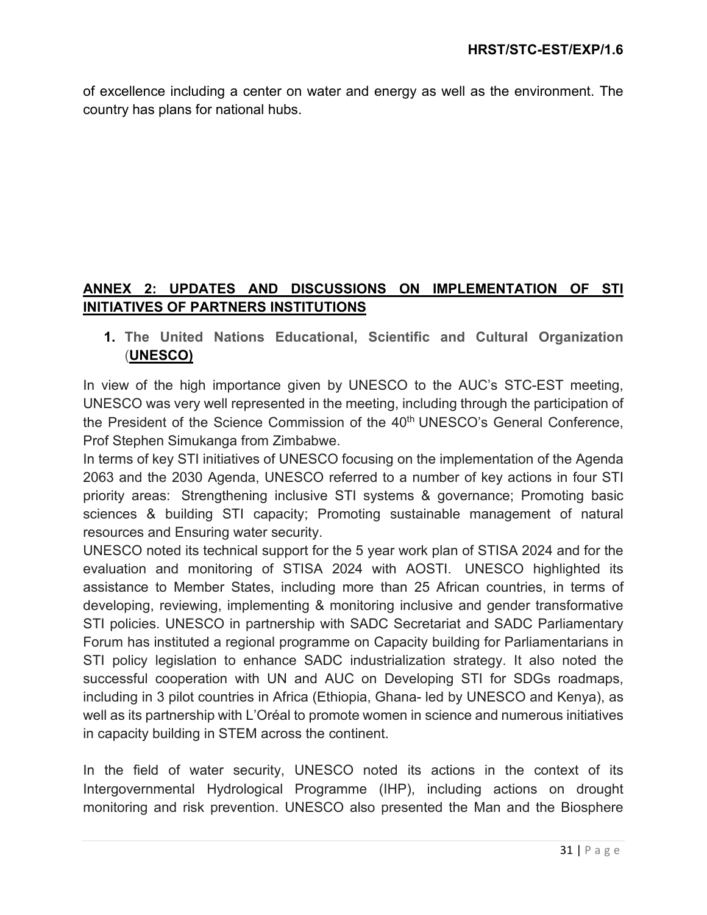of excellence including a center on water and energy as well as the environment. The country has plans for national hubs.

## ANNEX 2: UPDATES AND DISCUSSIONS ON IMPLEMENTATION OF STI INITIATIVES OF PARTNERS INSTITUTIONS

### 1. The United Nations Educational, Scientific and Cultural Organization (UNESCO)

In view of the high importance given by UNESCO to the AUC's STC-EST meeting, UNESCO was very well represented in the meeting, including through the participation of the President of the Science Commission of the 40th UNESCO's General Conference, Prof Stephen Simukanga from Zimbabwe.

In terms of key STI initiatives of UNESCO focusing on the implementation of the Agenda 2063 and the 2030 Agenda, UNESCO referred to a number of key actions in four STI priority areas: Strengthening inclusive STI systems & governance; Promoting basic sciences & building STI capacity; Promoting sustainable management of natural resources and Ensuring water security.

UNESCO noted its technical support for the 5 year work plan of STISA 2024 and for the evaluation and monitoring of STISA 2024 with AOSTI. UNESCO highlighted its assistance to Member States, including more than 25 African countries, in terms of developing, reviewing, implementing & monitoring inclusive and gender transformative STI policies. UNESCO in partnership with SADC Secretariat and SADC Parliamentary Forum has instituted a regional programme on Capacity building for Parliamentarians in STI policy legislation to enhance SADC industrialization strategy. It also noted the successful cooperation with UN and AUC on Developing STI for SDGs roadmaps, including in 3 pilot countries in Africa (Ethiopia, Ghana- led by UNESCO and Kenya), as well as its partnership with L'Oréal to promote women in science and numerous initiatives in capacity building in STEM across the continent.

In the field of water security, UNESCO noted its actions in the context of its Intergovernmental Hydrological Programme (IHP), including actions on drought monitoring and risk prevention. UNESCO also presented the Man and the Biosphere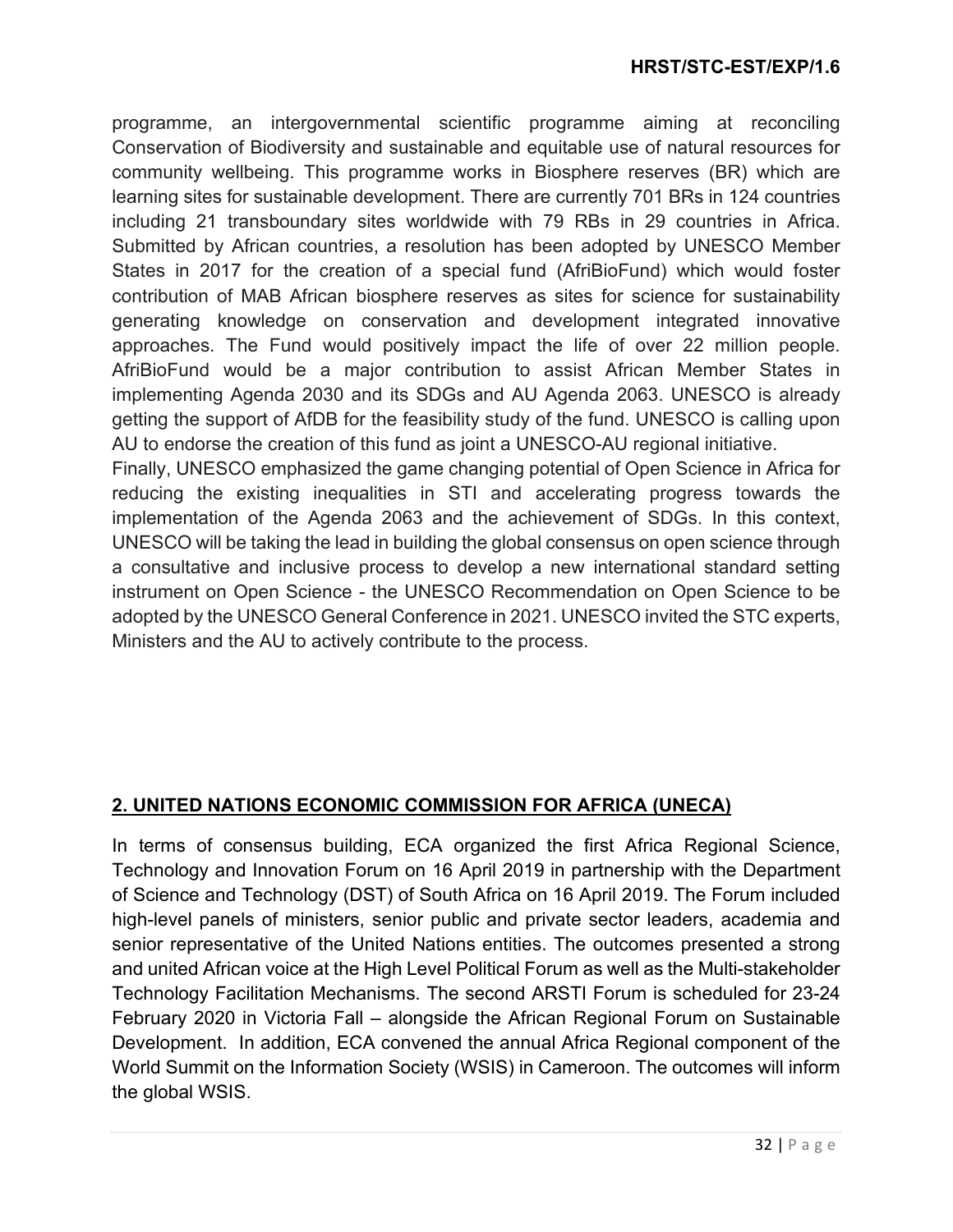programme, an intergovernmental scientific programme aiming at reconciling Conservation of Biodiversity and sustainable and equitable use of natural resources for community wellbeing. This programme works in Biosphere reserves (BR) which are learning sites for sustainable development. There are currently 701 BRs in 124 countries including 21 transboundary sites worldwide with 79 RBs in 29 countries in Africa. Submitted by African countries, a resolution has been adopted by UNESCO Member States in 2017 for the creation of a special fund (AfriBioFund) which would foster contribution of MAB African biosphere reserves as sites for science for sustainability generating knowledge on conservation and development integrated innovative approaches. The Fund would positively impact the life of over 22 million people. AfriBioFund would be a major contribution to assist African Member States in implementing Agenda 2030 and its SDGs and AU Agenda 2063. UNESCO is already getting the support of AfDB for the feasibility study of the fund. UNESCO is calling upon AU to endorse the creation of this fund as joint a UNESCO-AU regional initiative.
Finally, UNESCO emphasized the game changing potential of Open Science in Africa for reducing the existing inequalities in STI and accelerating progress towards the implementation of the Agenda 2063 and the achievement of SDGs. In this context, UNESCO will be taking the lead in building the global consensus on open science through a consultative and inclusive process to develop a new international standard setting instrument on Open Science - the UNESCO Recommendation on Open Science to be adopted by the UNESCO General Conference in 2021. UNESCO invited the STC experts, Ministers and the AU to actively contribute to the process.

## 2. UNITED NATIONS ECONOMIC COMMISSION FOR AFRICA (UNECA)

In terms of consensus building, ECA organized the first Africa Regional Science, Technology and Innovation Forum on 16 April 2019 in partnership with the Department of Science and Technology (DST) of South Africa on 16 April 2019. The Forum included high-level panels of ministers, senior public and private sector leaders, academia and senior representative of the United Nations entities. The outcomes presented a strong and united African voice at the High Level Political Forum as well as the Multi-stakeholder Technology Facilitation Mechanisms. The second ARSTI Forum is scheduled for 23-24 February 2020 in Victoria Fall – alongside the African Regional Forum on Sustainable Development. In addition, ECA convened the annual Africa Regional component of the World Summit on the Information Society (WSIS) in Cameroon. The outcomes will inform the global WSIS.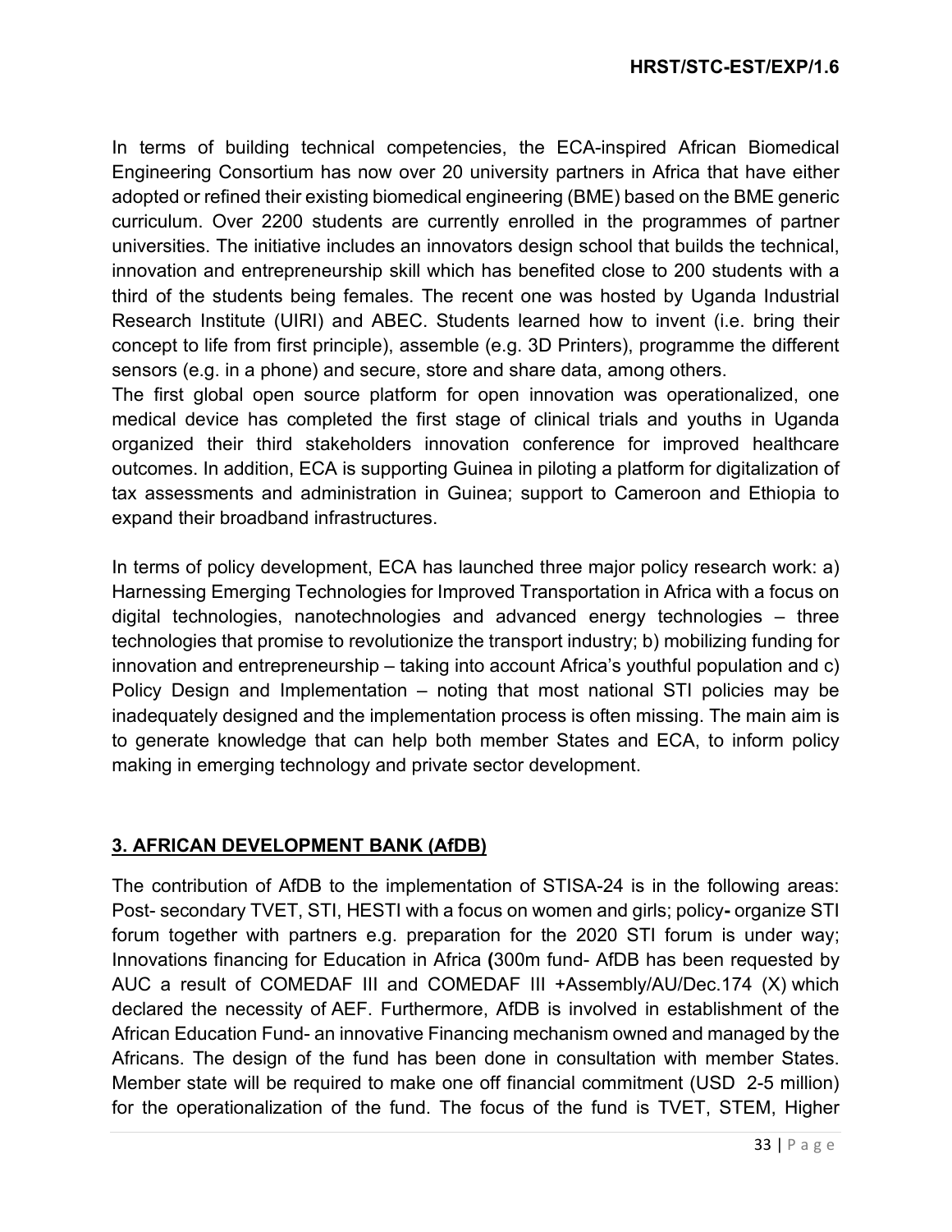In terms of building technical competencies, the ECA-inspired African Biomedical Engineering Consortium has now over 20 university partners in Africa that have either adopted or refined their existing biomedical engineering (BME) based on the BME generic curriculum. Over 2200 students are currently enrolled in the programmes of partner universities. The initiative includes an innovators design school that builds the technical, innovation and entrepreneurship skill which has benefited close to 200 students with a third of the students being females. The recent one was hosted by Uganda Industrial Research Institute (UIRI) and ABEC. Students learned how to invent (i.e. bring their concept to life from first principle), assemble (e.g. 3D Printers), programme the different sensors (e.g. in a phone) and secure, store and share data, among others.
The first global open source platform for open innovation was operationalized, one medical device has completed the first stage of clinical trials and youths in Uganda organized their third stakeholders innovation conference for improved healthcare outcomes. In addition, ECA is supporting Guinea in piloting a platform for digitalization of tax assessments and administration in Guinea; support to Cameroon and Ethiopia to expand their broadband infrastructures.

In terms of policy development, ECA has launched three major policy research work: a) Harnessing Emerging Technologies for Improved Transportation in Africa with a focus on digital technologies, nanotechnologies and advanced energy technologies – three technologies that promise to revolutionize the transport industry; b) mobilizing funding for innovation and entrepreneurship – taking into account Africa's youthful population and c) Policy Design and Implementation – noting that most national STI policies may be inadequately designed and the implementation process is often missing. The main aim is to generate knowledge that can help both member States and ECA, to inform policy making in emerging technology and private sector development.

## 3. AFRICAN DEVELOPMENT BANK (AfDB)

The contribution of AfDB to the implementation of STISA-24 is in the following areas: Post- secondary TVET, STI, HESTI with a focus on women and girls; policy**-** organize STI forum together with partners e.g. preparation for the 2020 STI forum is under way; Innovations financing for Education in Africa **(**300m fund- AfDB has been requested by AUC a result of COMEDAF III and COMEDAF III +Assembly/AU/Dec.174 (X) which declared the necessity of AEF. Furthermore, AfDB is involved in establishment of the African Education Fund- an innovative Financing mechanism owned and managed by the Africans. The design of the fund has been done in consultation with member States. Member state will be required to make one off financial commitment (USD 2-5 million) for the operationalization of the fund. The focus of the fund is TVET, STEM, Higher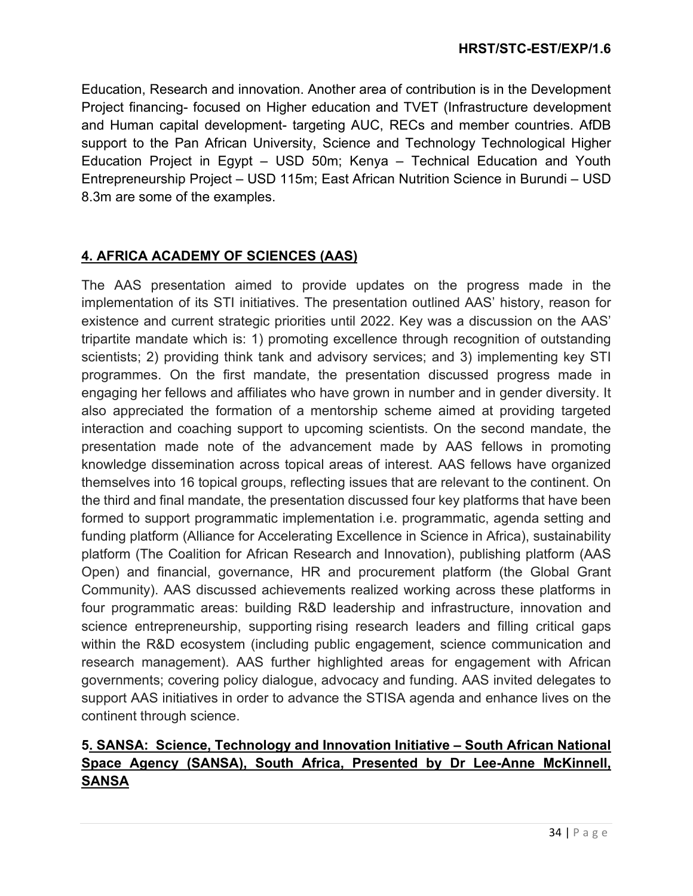Education, Research and innovation. Another area of contribution is in the Development Project financing- focused on Higher education and TVET (Infrastructure development and Human capital development- targeting AUC, RECs and member countries. AfDB support to the Pan African University, Science and Technology Technological Higher Education Project in Egypt – USD 50m; Kenya – Technical Education and Youth Entrepreneurship Project – USD 115m; East African Nutrition Science in Burundi – USD 8.3m are some of the examples.

## 4. AFRICA ACADEMY OF SCIENCES (AAS)

The AAS presentation aimed to provide updates on the progress made in the implementation of its STI initiatives. The presentation outlined AAS' history, reason for existence and current strategic priorities until 2022. Key was a discussion on the AAS' tripartite mandate which is: 1) promoting excellence through recognition of outstanding scientists; 2) providing think tank and advisory services; and 3) implementing key STI programmes. On the first mandate, the presentation discussed progress made in engaging her fellows and affiliates who have grown in number and in gender diversity. It also appreciated the formation of a mentorship scheme aimed at providing targeted interaction and coaching support to upcoming scientists. On the second mandate, the presentation made note of the advancement made by AAS fellows in promoting knowledge dissemination across topical areas of interest. AAS fellows have organized themselves into 16 topical groups, reflecting issues that are relevant to the continent. On the third and final mandate, the presentation discussed four key platforms that have been formed to support programmatic implementation i.e. programmatic, agenda setting and funding platform (Alliance for Accelerating Excellence in Science in Africa), sustainability platform (The Coalition for African Research and Innovation), publishing platform (AAS Open) and financial, governance, HR and procurement platform (the Global Grant Community). AAS discussed achievements realized working across these platforms in four programmatic areas: building R&D leadership and infrastructure, innovation and science entrepreneurship, supporting rising research leaders and filling critical gaps within the R&D ecosystem (including public engagement, science communication and research management). AAS further highlighted areas for engagement with African governments; covering policy dialogue, advocacy and funding. AAS invited delegates to support AAS initiatives in order to advance the STISA agenda and enhance lives on the continent through science.

## 5. SANSA: Science, Technology and Innovation Initiative – South African National Space Agency (SANSA), South Africa, Presented by Dr Lee-Anne McKinnell, SANSA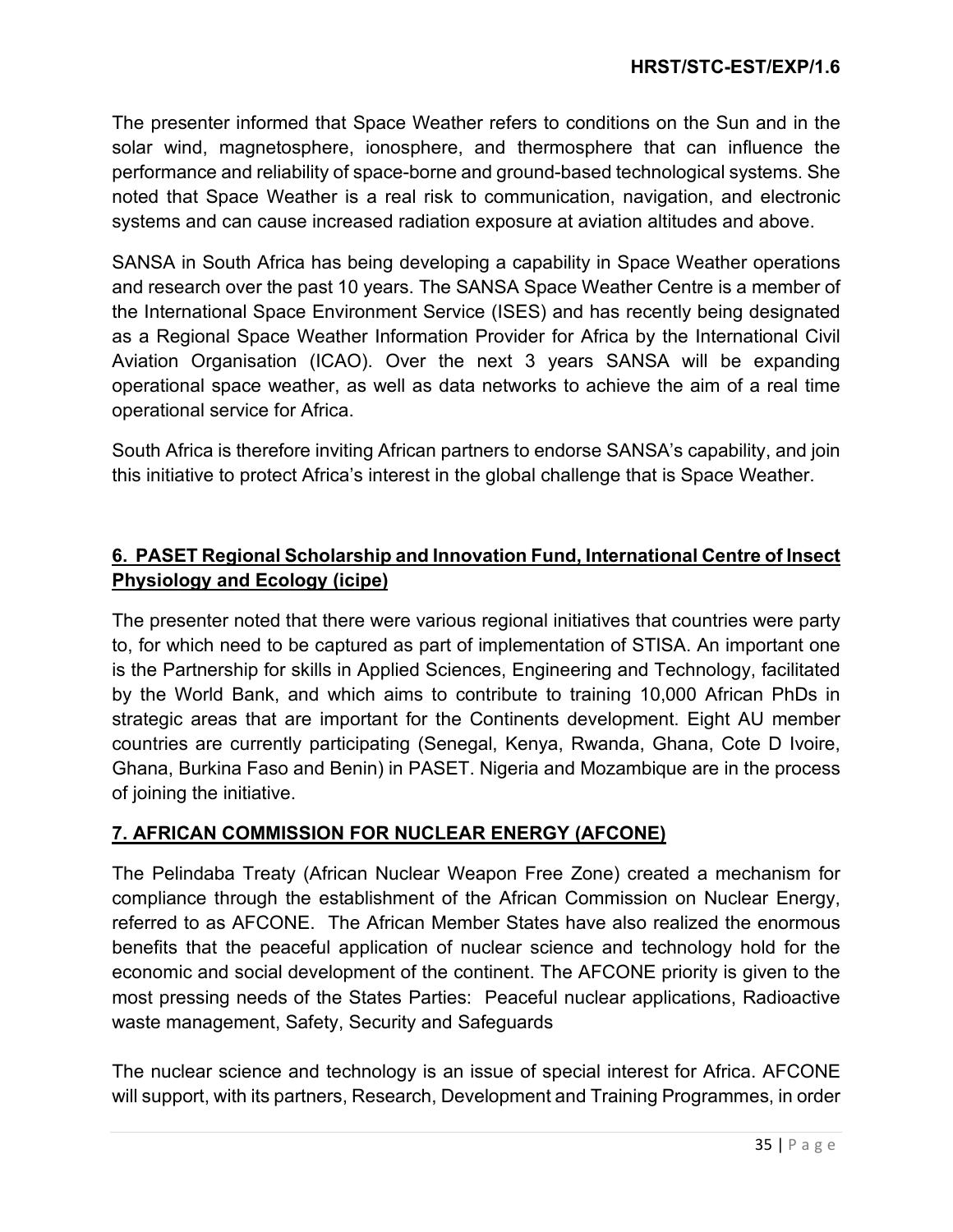The presenter informed that Space Weather refers to conditions on the Sun and in the solar wind, magnetosphere, ionosphere, and thermosphere that can influence the performance and reliability of space-borne and ground-based technological systems. She noted that Space Weather is a real risk to communication, navigation, and electronic systems and can cause increased radiation exposure at aviation altitudes and above.

SANSA in South Africa has being developing a capability in Space Weather operations and research over the past 10 years. The SANSA Space Weather Centre is a member of the International Space Environment Service (ISES) and has recently being designated as a Regional Space Weather Information Provider for Africa by the International Civil Aviation Organisation (ICAO). Over the next 3 years SANSA will be expanding operational space weather, as well as data networks to achieve the aim of a real time operational service for Africa.

South Africa is therefore inviting African partners to endorse SANSA's capability, and join this initiative to protect Africa's interest in the global challenge that is Space Weather.

## 6. PASET Regional Scholarship and Innovation Fund, International Centre of Insect Physiology and Ecology (icipe)

The presenter noted that there were various regional initiatives that countries were party to, for which need to be captured as part of implementation of STISA. An important one is the Partnership for skills in Applied Sciences, Engineering and Technology, facilitated by the World Bank, and which aims to contribute to training 10,000 African PhDs in strategic areas that are important for the Continents development. Eight AU member countries are currently participating (Senegal, Kenya, Rwanda, Ghana, Cote D Ivoire, Ghana, Burkina Faso and Benin) in PASET. Nigeria and Mozambique are in the process of joining the initiative.

## 7. AFRICAN COMMISSION FOR NUCLEAR ENERGY (AFCONE)

The Pelindaba Treaty (African Nuclear Weapon Free Zone) created a mechanism for compliance through the establishment of the African Commission on Nuclear Energy, referred to as AFCONE. The African Member States have also realized the enormous benefits that the peaceful application of nuclear science and technology hold for the economic and social development of the continent. The AFCONE priority is given to the most pressing needs of the States Parties: Peaceful nuclear applications, Radioactive waste management, Safety, Security and Safeguards

The nuclear science and technology is an issue of special interest for Africa. AFCONE will support, with its partners, Research, Development and Training Programmes, in order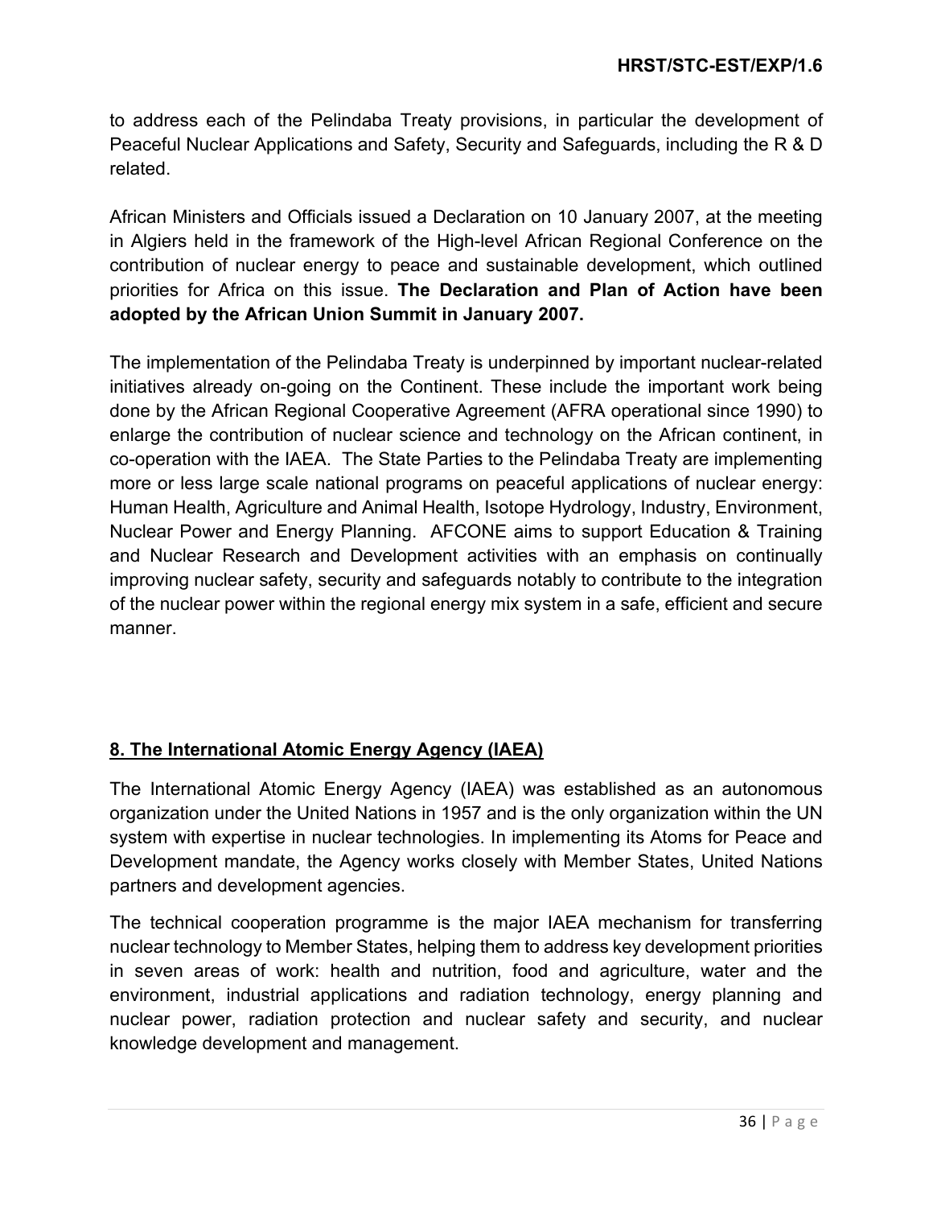to address each of the Pelindaba Treaty provisions, in particular the development of Peaceful Nuclear Applications and Safety, Security and Safeguards, including the R & D related.

African Ministers and Officials issued a Declaration on 10 January 2007, at the meeting in Algiers held in the framework of the High-level African Regional Conference on the contribution of nuclear energy to peace and sustainable development, which outlined priorities for Africa on this issue. **The Declaration and Plan of Action have been adopted by the African Union Summit in January 2007.**

The implementation of the Pelindaba Treaty is underpinned by important nuclear-related initiatives already on-going on the Continent. These include the important work being done by the African Regional Cooperative Agreement (AFRA operational since 1990) to enlarge the contribution of nuclear science and technology on the African continent, in co-operation with the IAEA. The State Parties to the Pelindaba Treaty are implementing more or less large scale national programs on peaceful applications of nuclear energy: Human Health, Agriculture and Animal Health, Isotope Hydrology, Industry, Environment, Nuclear Power and Energy Planning. AFCONE aims to support Education & Training and Nuclear Research and Development activities with an emphasis on continually improving nuclear safety, security and safeguards notably to contribute to the integration of the nuclear power within the regional energy mix system in a safe, efficient and secure manner.

## 8. The International Atomic Energy Agency (IAEA)

The International Atomic Energy Agency (IAEA) was established as an autonomous organization under the United Nations in 1957 and is the only organization within the UN system with expertise in nuclear technologies. In implementing its Atoms for Peace and Development mandate, the Agency works closely with Member States, United Nations partners and development agencies.

The technical cooperation programme is the major IAEA mechanism for transferring nuclear technology to Member States, helping them to address key development priorities in seven areas of work: health and nutrition, food and agriculture, water and the environment, industrial applications and radiation technology, energy planning and nuclear power, radiation protection and nuclear safety and security, and nuclear knowledge development and management.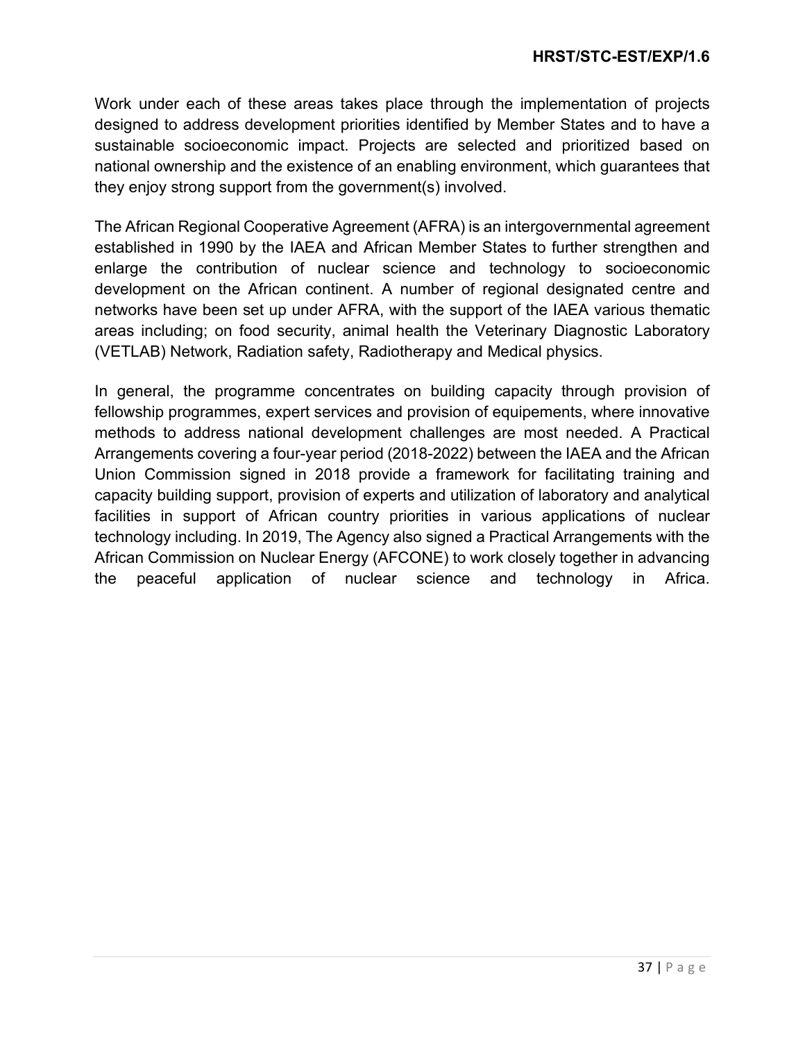Work under each of these areas takes place through the implementation of projects designed to address development priorities identified by Member States and to have a sustainable socioeconomic impact. Projects are selected and prioritized based on national ownership and the existence of an enabling environment, which guarantees that they enjoy strong support from the government(s) involved.

The African Regional Cooperative Agreement (AFRA) is an intergovernmental agreement established in 1990 by the IAEA and African Member States to further strengthen and enlarge the contribution of nuclear science and technology to socioeconomic development on the African continent. A number of regional designated centre and networks have been set up under AFRA, with the support of the IAEA various thematic areas including; on food security, animal health the Veterinary Diagnostic Laboratory (VETLAB) Network, Radiation safety, Radiotherapy and Medical physics.

In general, the programme concentrates on building capacity through provision of fellowship programmes, expert services and provision of equipements, where innovative methods to address national development challenges are most needed. A Practical Arrangements covering a four-year period (2018-2022) between the IAEA and the African Union Commission signed in 2018 provide a framework for facilitating training and capacity building support, provision of experts and utilization of laboratory and analytical facilities in support of African country priorities in various applications of nuclear technology including. In 2019, The Agency also signed a Practical Arrangements with the African Commission on Nuclear Energy (AFCONE) to work closely together in advancing the peaceful application of nuclear science and technology in Africa.